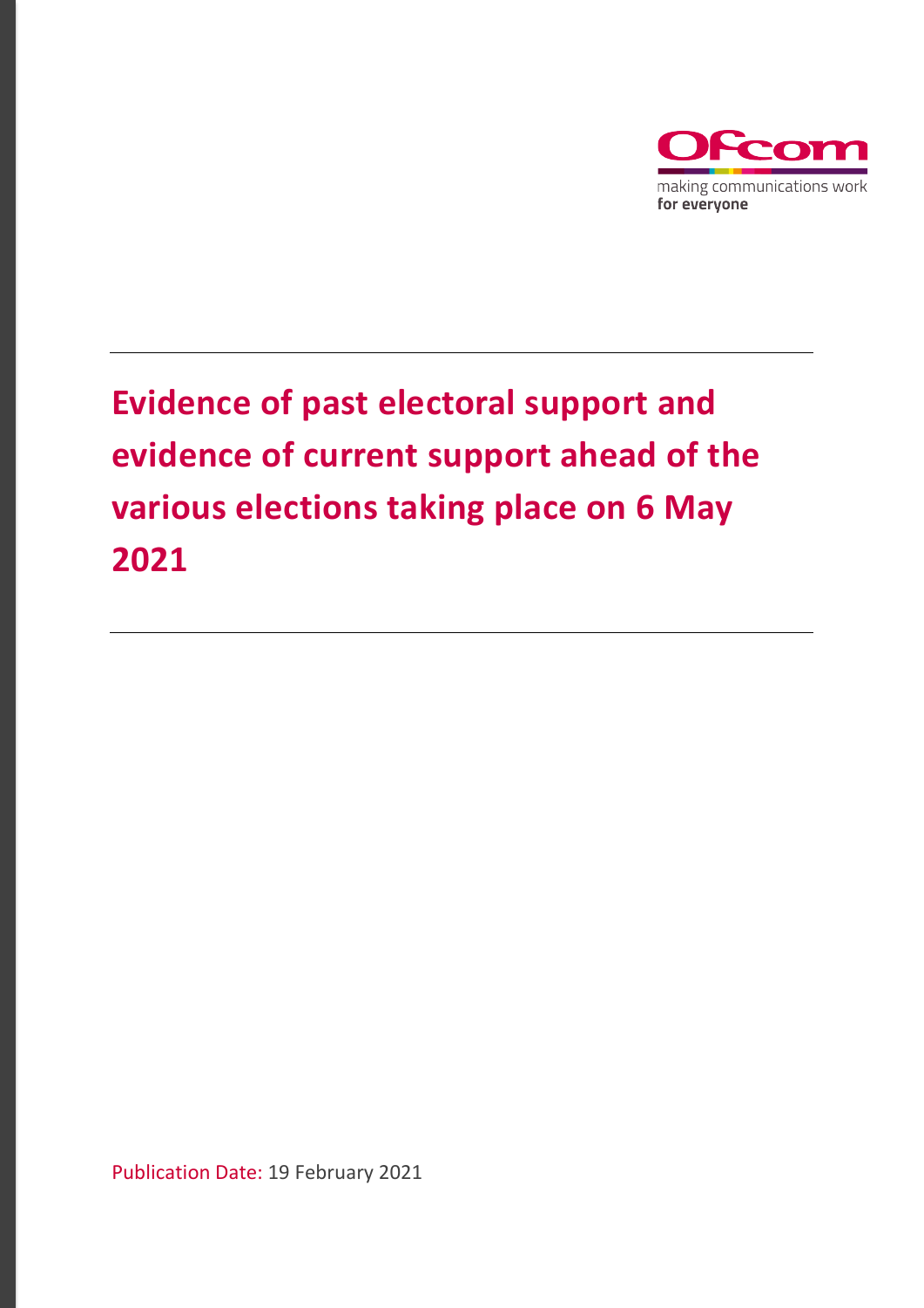Ofcom

making communications work
**for everyone**

# Evidence of past electoral support and evidence of current support ahead of the various elections taking place on 6 May 2021

Publication Date: 19 February 2021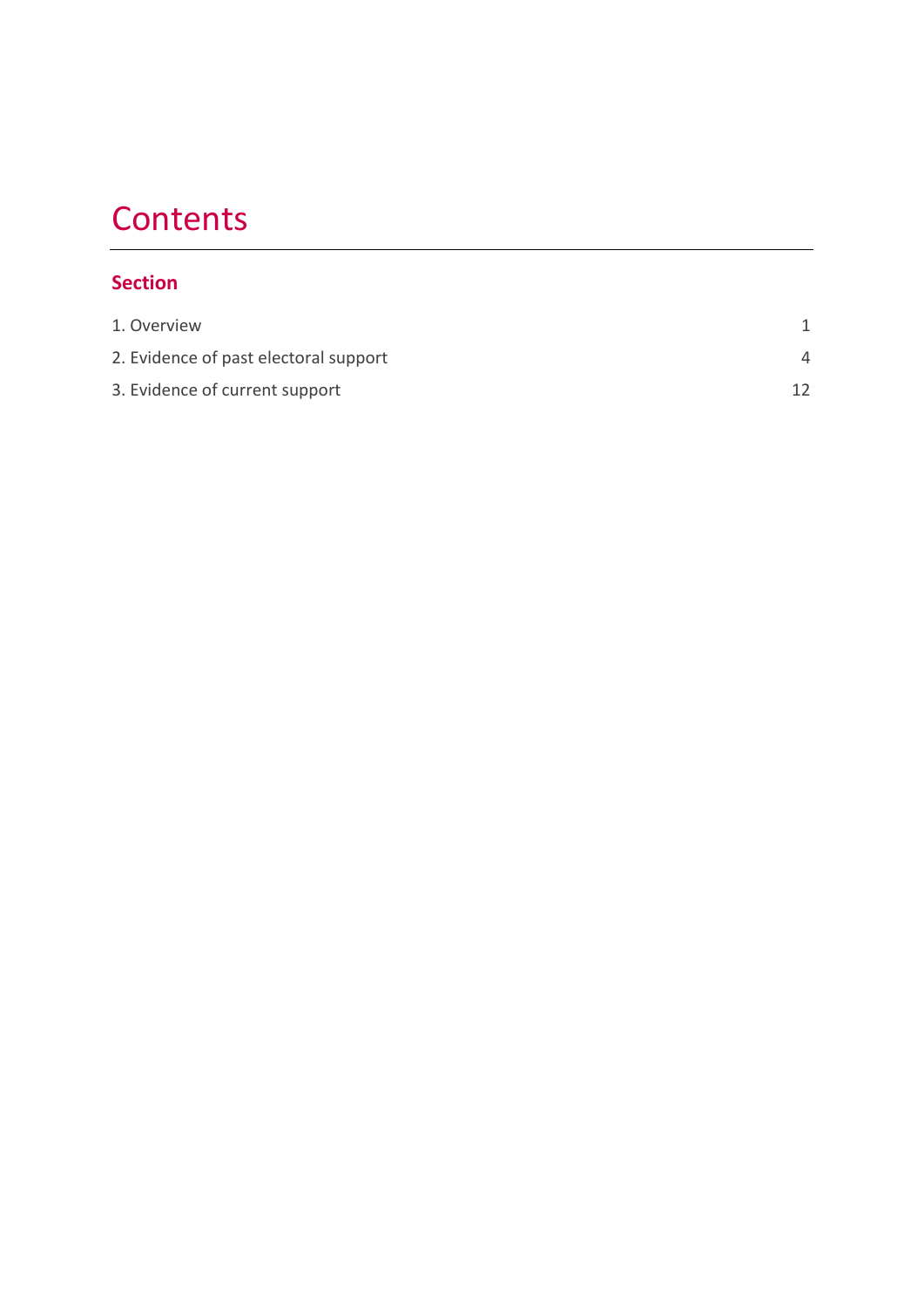# Contents

**Section**

| | |
|---|---|
| 1. Overview | 1 |
| 2. Evidence of past electoral support | 4 |
| 3. Evidence of current support | 12 |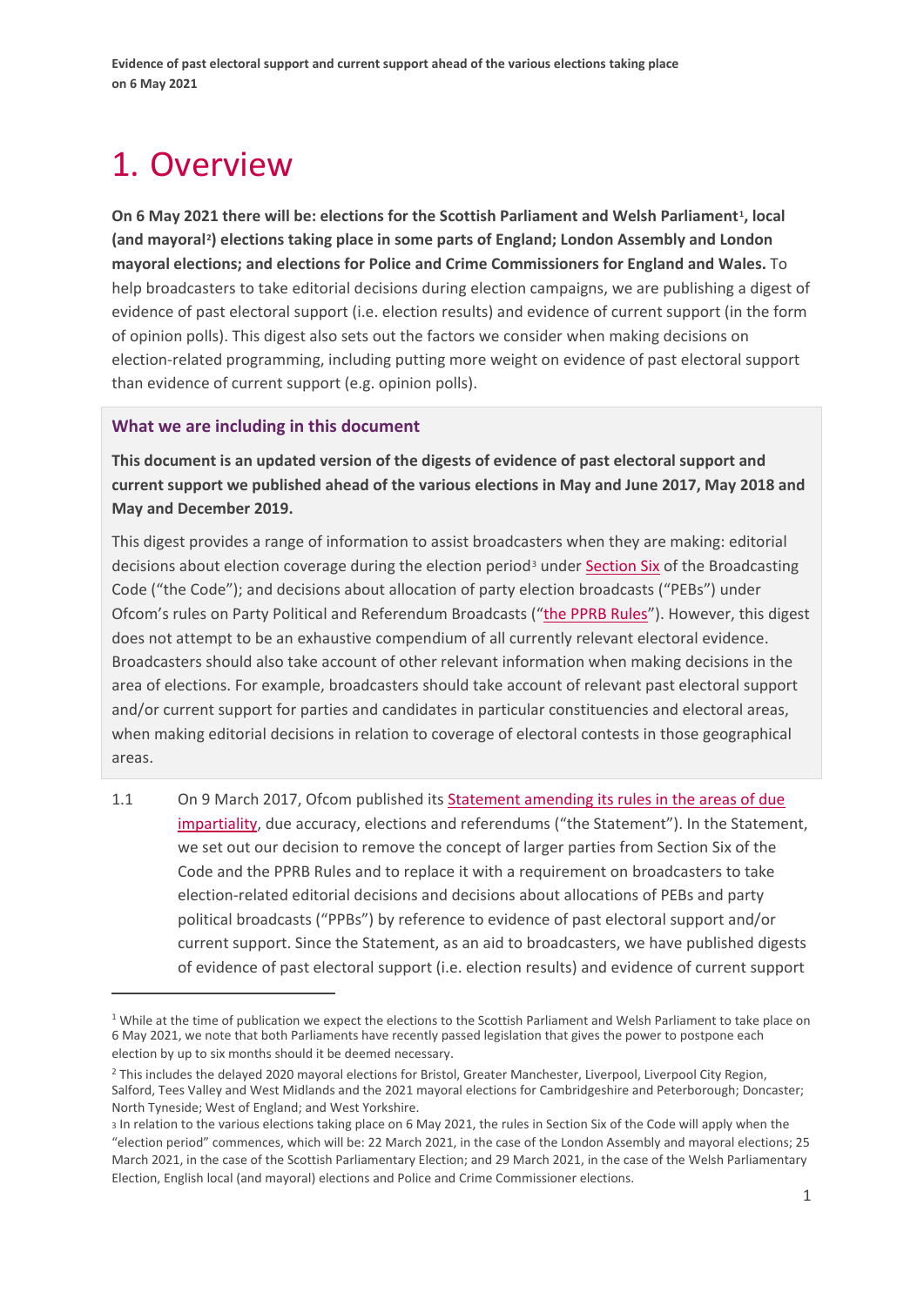# 1. Overview

**On 6 May 2021 there will be: elections for the Scottish Parliament and Welsh Parliament[1], local (and mayoral[2]) elections taking place in some parts of England; London Assembly and London mayoral elections; and elections for Police and Crime Commissioners for England and Wales.** To help broadcasters to take editorial decisions during election campaigns, we are publishing a digest of evidence of past electoral support (i.e. election results) and evidence of current support (in the form of opinion polls). This digest also sets out the factors we consider when making decisions on election-related programming, including putting more weight on evidence of past electoral support than evidence of current support (e.g. opinion polls).

### What we are including in this document

**This document is an updated version of the digests of evidence of past electoral support and current support we published ahead of the various elections in May and June 2017, May 2018 and May and December 2019.**

This digest provides a range of information to assist broadcasters when they are making: editorial decisions about election coverage during the election period[3] under Section Six of the Broadcasting Code ("the Code"); and decisions about allocation of party election broadcasts ("PEBs") under Ofcom's rules on Party Political and Referendum Broadcasts ("the PPRB Rules"). However, this digest does not attempt to be an exhaustive compendium of all currently relevant electoral evidence. Broadcasters should also take account of other relevant information when making decisions in the area of elections. For example, broadcasters should take account of relevant past electoral support and/or current support for parties and candidates in particular constituencies and electoral areas, when making editorial decisions in relation to coverage of electoral contests in those geographical areas.

1.1 On 9 March 2017, Ofcom published its Statement amending its rules in the areas of due impartiality, due accuracy, elections and referendums ("the Statement"). In the Statement, we set out our decision to remove the concept of larger parties from Section Six of the Code and the PPRB Rules and to replace it with a requirement on broadcasters to take election-related editorial decisions and decisions about allocations of PEBs and party political broadcasts ("PPBs") by reference to evidence of past electoral support and/or current support. Since the Statement, as an aid to broadcasters, we have published digests of evidence of past electoral support (i.e. election results) and evidence of current support

---

[1] While at the time of publication we expect the elections to the Scottish Parliament and Welsh Parliament to take place on 6 May 2021, we note that both Parliaments have recently passed legislation that gives the power to postpone each election by up to six months should it be deemed necessary.

[2] This includes the delayed 2020 mayoral elections for Bristol, Greater Manchester, Liverpool, Liverpool City Region, Salford, Tees Valley and West Midlands and the 2021 mayoral elections for Cambridgeshire and Peterborough; Doncaster; North Tyneside; West of England; and West Yorkshire.

[3] In relation to the various elections taking place on 6 May 2021, the rules in Section Six of the Code will apply when the "election period" commences, which will be: 22 March 2021, in the case of the London Assembly and mayoral elections; 25 March 2021, in the case of the Scottish Parliamentary Election; and 29 March 2021, in the case of the Welsh Parliamentary Election, English local (and mayoral) elections and Police and Crime Commissioner elections.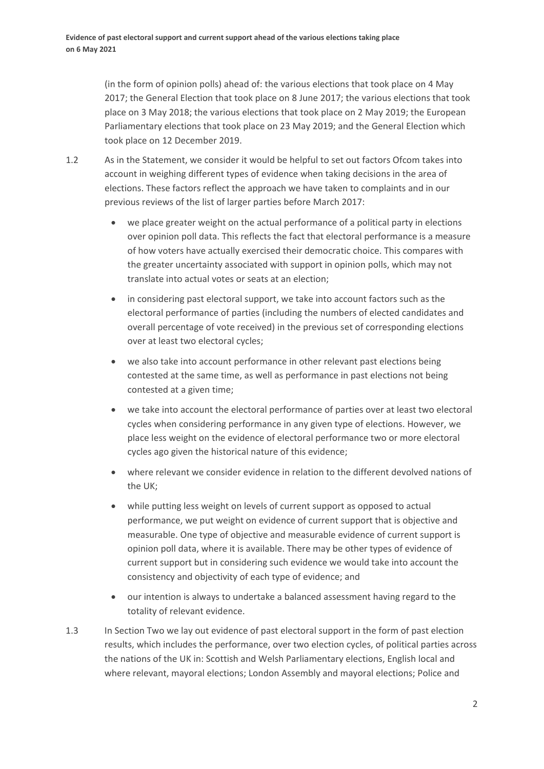(in the form of opinion polls) ahead of: the various elections that took place on 4 May 2017; the General Election that took place on 8 June 2017; the various elections that took place on 3 May 2018; the various elections that took place on 2 May 2019; the European Parliamentary elections that took place on 23 May 2019; and the General Election which took place on 12 December 2019.

1.2 As in the Statement, we consider it would be helpful to set out factors Ofcom takes into account in weighing different types of evidence when taking decisions in the area of elections. These factors reflect the approach we have taken to complaints and in our previous reviews of the list of larger parties before March 2017:

- we place greater weight on the actual performance of a political party in elections over opinion poll data. This reflects the fact that electoral performance is a measure of how voters have actually exercised their democratic choice. This compares with the greater uncertainty associated with support in opinion polls, which may not translate into actual votes or seats at an election;
- in considering past electoral support, we take into account factors such as the electoral performance of parties (including the numbers of elected candidates and overall percentage of vote received) in the previous set of corresponding elections over at least two electoral cycles;
- we also take into account performance in other relevant past elections being contested at the same time, as well as performance in past elections not being contested at a given time;
- we take into account the electoral performance of parties over at least two electoral cycles when considering performance in any given type of elections. However, we place less weight on the evidence of electoral performance two or more electoral cycles ago given the historical nature of this evidence;
- where relevant we consider evidence in relation to the different devolved nations of the UK;
- while putting less weight on levels of current support as opposed to actual performance, we put weight on evidence of current support that is objective and measurable. One type of objective and measurable evidence of current support is opinion poll data, where it is available. There may be other types of evidence of current support but in considering such evidence we would take into account the consistency and objectivity of each type of evidence; and
- our intention is always to undertake a balanced assessment having regard to the totality of relevant evidence.

1.3 In Section Two we lay out evidence of past electoral support in the form of past election results, which includes the performance, over two election cycles, of political parties across the nations of the UK in: Scottish and Welsh Parliamentary elections, English local and where relevant, mayoral elections; London Assembly and mayoral elections; Police and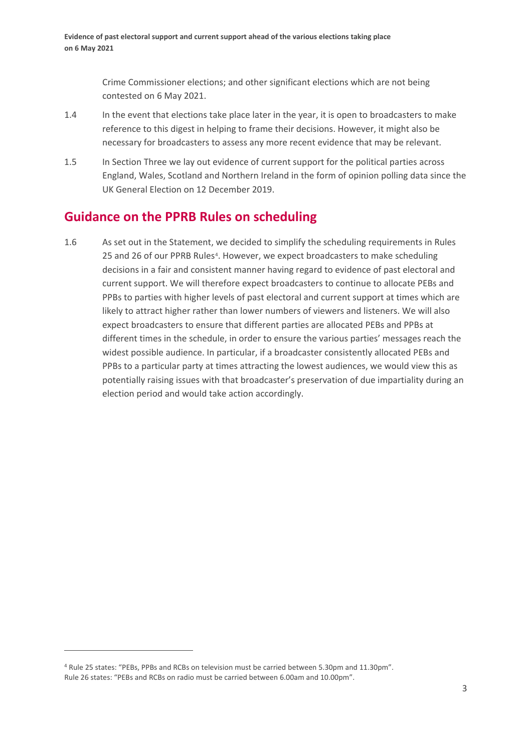Crime Commissioner elections; and other significant elections which are not being contested on 6 May 2021.

1.4 In the event that elections take place later in the year, it is open to broadcasters to make reference to this digest in helping to frame their decisions. However, it might also be necessary for broadcasters to assess any more recent evidence that may be relevant.

1.5 In Section Three we lay out evidence of current support for the political parties across England, Wales, Scotland and Northern Ireland in the form of opinion polling data since the UK General Election on 12 December 2019.

## Guidance on the PPRB Rules on scheduling

1.6 As set out in the Statement, we decided to simplify the scheduling requirements in Rules 25 and 26 of our PPRB Rules[4]. However, we expect broadcasters to make scheduling decisions in a fair and consistent manner having regard to evidence of past electoral and current support. We will therefore expect broadcasters to continue to allocate PEBs and PPBs to parties with higher levels of past electoral and current support at times which are likely to attract higher rather than lower numbers of viewers and listeners. We will also expect broadcasters to ensure that different parties are allocated PEBs and PPBs at different times in the schedule, in order to ensure the various parties' messages reach the widest possible audience. In particular, if a broadcaster consistently allocated PEBs and PPBs to a particular party at times attracting the lowest audiences, we would view this as potentially raising issues with that broadcaster's preservation of due impartiality during an election period and would take action accordingly.

[4] Rule 25 states: "PEBs, PPBs and RCBs on television must be carried between 5.30pm and 11.30pm". Rule 26 states: "PEBs and RCBs on radio must be carried between 6.00am and 10.00pm".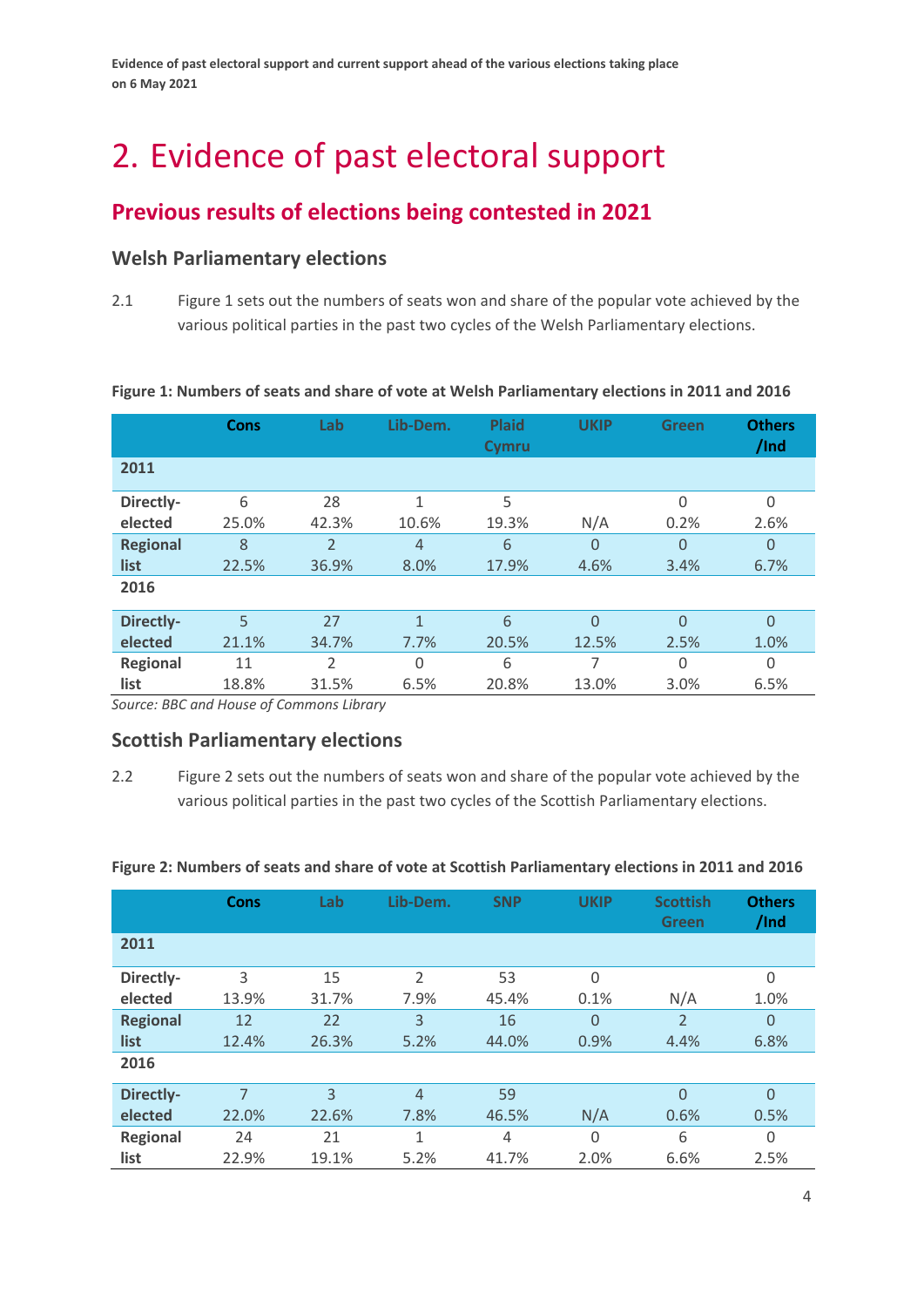# 2. Evidence of past electoral support

## Previous results of elections being contested in 2021

### Welsh Parliamentary elections

2.1 Figure 1 sets out the numbers of seats won and share of the popular vote achieved by the various political parties in the past two cycles of the Welsh Parliamentary elections.

**Figure 1: Numbers of seats and share of vote at Welsh Parliamentary elections in 2011 and 2016**

| | Cons | Lab | Lib-Dem. | Plaid Cymru | UKIP | Green | Others /Ind |
|---|---|---|---|---|---|---|---|
| **2011** | | | | | | | |
| **Directly-elected** | 6<br>25.0% | 28<br>42.3% | 1<br>10.6% | 5<br>19.3% | N/A | 0<br>0.2% | 0<br>2.6% |
| **Regional list** | 8<br>22.5% | 2<br>36.9% | 4<br>8.0% | 6<br>17.9% | 0<br>4.6% | 0<br>3.4% | 0<br>6.7% |
| **2016** | | | | | | | |
| **Directly-elected** | 5<br>21.1% | 27<br>34.7% | 1<br>7.7% | 6<br>20.5% | 0<br>12.5% | 0<br>2.5% | 0<br>1.0% |
| **Regional list** | 11<br>18.8% | 2<br>31.5% | 0<br>6.5% | 6<br>20.8% | 7<br>13.0% | 0<br>3.0% | 0<br>6.5% |

*Source: BBC and House of Commons Library*

### Scottish Parliamentary elections

2.2 Figure 2 sets out the numbers of seats won and share of the popular vote achieved by the various political parties in the past two cycles of the Scottish Parliamentary elections.

**Figure 2: Numbers of seats and share of vote at Scottish Parliamentary elections in 2011 and 2016**

| | Cons | Lab | Lib-Dem. | SNP | UKIP | Scottish Green | Others /Ind |
|---|---|---|---|---|---|---|---|
| **2011** | | | | | | | |
| **Directly-elected** | 3<br>13.9% | 15<br>31.7% | 2<br>7.9% | 53<br>45.4% | 0<br>0.1% | N/A | 0<br>1.0% |
| **Regional list** | 12<br>12.4% | 22<br>26.3% | 3<br>5.2% | 16<br>44.0% | 0<br>0.9% | 2<br>4.4% | 0<br>6.8% |
| **2016** | | | | | | | |
| **Directly-elected** | 7<br>22.0% | 3<br>22.6% | 4<br>7.8% | 59<br>46.5% | N/A | 0<br>0.6% | 0<br>0.5% |
| **Regional list** | 24<br>22.9% | 21<br>19.1% | 1<br>5.2% | 4<br>41.7% | 0<br>2.0% | 6<br>6.6% | 0<br>2.5% |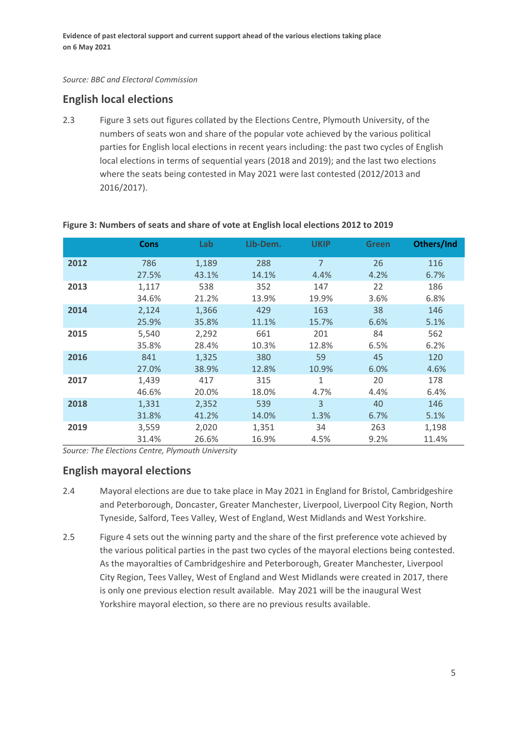*Source: BBC and Electoral Commission*

## English local elections

2.3 Figure 3 sets out figures collated by the Elections Centre, Plymouth University, of the numbers of seats won and share of the popular vote achieved by the various political parties for English local elections in recent years including: the past two cycles of English local elections in terms of sequential years (2018 and 2019); and the last two elections where the seats being contested in May 2021 were last contested (2012/2013 and 2016/2017).

**Figure 3: Numbers of seats and share of vote at English local elections 2012 to 2019**

| | Cons | Lab | Lib-Dem. | UKIP | Green | Others/Ind |
|---|---|---|---|---|---|---|
| **2012** | 786 | 1,189 | 288 | 7 | 26 | 116 |
| | 27.5% | 43.1% | 14.1% | 4.4% | 4.2% | 6.7% |
| **2013** | 1,117 | 538 | 352 | 147 | 22 | 186 |
| | 34.6% | 21.2% | 13.9% | 19.9% | 3.6% | 6.8% |
| **2014** | 2,124 | 1,366 | 429 | 163 | 38 | 146 |
| | 25.9% | 35.8% | 11.1% | 15.7% | 6.6% | 5.1% |
| **2015** | 5,540 | 2,292 | 661 | 201 | 84 | 562 |
| | 35.8% | 28.4% | 10.3% | 12.8% | 6.5% | 6.2% |
| **2016** | 841 | 1,325 | 380 | 59 | 45 | 120 |
| | 27.0% | 38.9% | 12.8% | 10.9% | 6.0% | 4.6% |
| **2017** | 1,439 | 417 | 315 | 1 | 20 | 178 |
| | 46.6% | 20.0% | 18.0% | 4.7% | 4.4% | 6.4% |
| **2018** | 1,331 | 2,352 | 539 | 3 | 40 | 146 |
| | 31.8% | 41.2% | 14.0% | 1.3% | 6.7% | 5.1% |
| **2019** | 3,559 | 2,020 | 1,351 | 34 | 263 | 1,198 |
| | 31.4% | 26.6% | 16.9% | 4.5% | 9.2% | 11.4% |

*Source: The Elections Centre, Plymouth University*

## English mayoral elections

2.4 Mayoral elections are due to take place in May 2021 in England for Bristol, Cambridgeshire and Peterborough, Doncaster, Greater Manchester, Liverpool, Liverpool City Region, North Tyneside, Salford, Tees Valley, West of England, West Midlands and West Yorkshire.

2.5 Figure 4 sets out the winning party and the share of the first preference vote achieved by the various political parties in the past two cycles of the mayoral elections being contested. As the mayoralties of Cambridgeshire and Peterborough, Greater Manchester, Liverpool City Region, Tees Valley, West of England and West Midlands were created in 2017, there is only one previous election result available. May 2021 will be the inaugural West Yorkshire mayoral election, so there are no previous results available.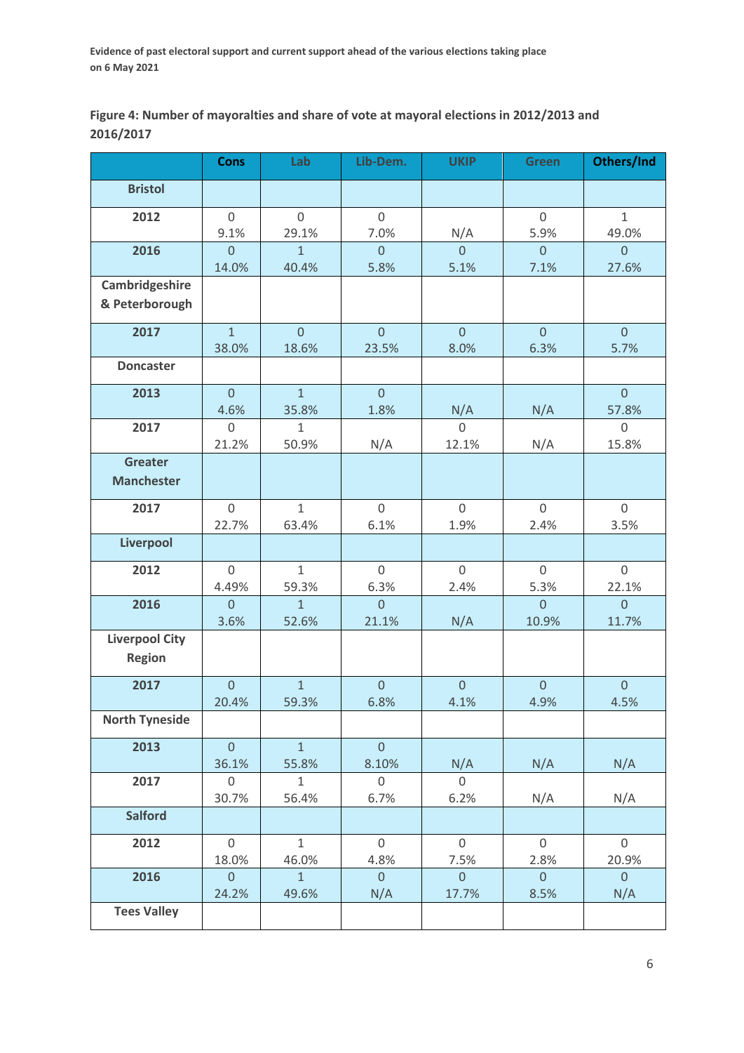**Figure 4: Number of mayoralties and share of vote at mayoral elections in 2012/2013 and 2016/2017**

| | Cons | Lab | Lib-Dem. | UKIP | Green | Others/Ind |
|---|---|---|---|---|---|---|
| **Bristol** | | | | | | |
| **2012** | 0<br>9.1% | 0<br>29.1% | 0<br>7.0% | N/A | 0<br>5.9% | 1<br>49.0% |
| **2016** | 0<br>14.0% | 1<br>40.4% | 0<br>5.8% | 0<br>5.1% | 0<br>7.1% | 0<br>27.6% |
| **Cambridgeshire & Peterborough** | | | | | | |
| **2017** | 1<br>38.0% | 0<br>18.6% | 0<br>23.5% | 0<br>8.0% | 0<br>6.3% | 0<br>5.7% |
| **Doncaster** | | | | | | |
| **2013** | 0<br>4.6% | 1<br>35.8% | 0<br>1.8% | N/A | N/A | 0<br>57.8% |
| **2017** | 0<br>21.2% | 1<br>50.9% | N/A | 0<br>12.1% | N/A | 0<br>15.8% |
| **Greater Manchester** | | | | | | |
| **2017** | 0<br>22.7% | 1<br>63.4% | 0<br>6.1% | 0<br>1.9% | 0<br>2.4% | 0<br>3.5% |
| **Liverpool** | | | | | | |
| **2012** | 0<br>4.49% | 1<br>59.3% | 0<br>6.3% | 0<br>2.4% | 0<br>5.3% | 0<br>22.1% |
| **2016** | 0<br>3.6% | 1<br>52.6% | 0<br>21.1% | N/A | 0<br>10.9% | 0<br>11.7% |
| **Liverpool City Region** | | | | | | |
| **2017** | 0<br>20.4% | 1<br>59.3% | 0<br>6.8% | 0<br>4.1% | 0<br>4.9% | 0<br>4.5% |
| **North Tyneside** | | | | | | |
| **2013** | 0<br>36.1% | 1<br>55.8% | 0<br>8.10% | N/A | N/A | N/A |
| **2017** | 0<br>30.7% | 1<br>56.4% | 0<br>6.7% | 0<br>6.2% | N/A | N/A |
| **Salford** | | | | | | |
| **2012** | 0<br>18.0% | 1<br>46.0% | 0<br>4.8% | 0<br>7.5% | 0<br>2.8% | 0<br>20.9% |
| **2016** | 0<br>24.2% | 1<br>49.6% | 0<br>N/A | 0<br>17.7% | 0<br>8.5% | 0<br>N/A |
| **Tees Valley** | | | | | | |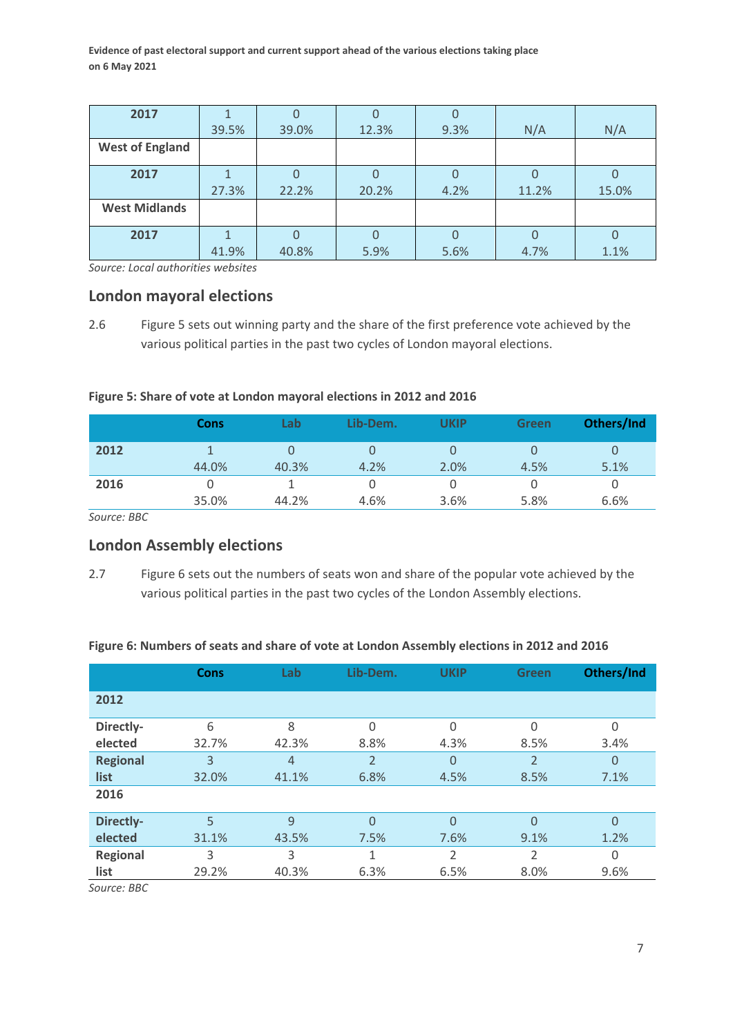| 2017 | 1<br>39.5% | 0<br>39.0% | 0<br>12.3% | 0<br>9.3% | N/A | N/A |
|---|---|---|---|---|---|---|
| **West of England** | | | | | | |
| **2017** | 1<br>27.3% | 0<br>22.2% | 0<br>20.2% | 0<br>4.2% | 0<br>11.2% | 0<br>15.0% |
| **West Midlands** | | | | | | |
| **2017** | 1<br>41.9% | 0<br>40.8% | 0<br>5.9% | 0<br>5.6% | 0<br>4.7% | 0<br>1.1% |

*Source: Local authorities websites*

## London mayoral elections

2.6 Figure 5 sets out winning party and the share of the first preference vote achieved by the various political parties in the past two cycles of London mayoral elections.

**Figure 5: Share of vote at London mayoral elections in 2012 and 2016**

| | Cons | Lab | Lib-Dem. | UKIP | Green | Others/Ind |
|---|---|---|---|---|---|---|
| **2012** | 1<br>44.0% | 0<br>40.3% | 0<br>4.2% | 0<br>2.0% | 0<br>4.5% | 0<br>5.1% |
| **2016** | 0<br>35.0% | 1<br>44.2% | 0<br>4.6% | 0<br>3.6% | 0<br>5.8% | 0<br>6.6% |

*Source: BBC*

## London Assembly elections

2.7 Figure 6 sets out the numbers of seats won and share of the popular vote achieved by the various political parties in the past two cycles of the London Assembly elections.

**Figure 6: Numbers of seats and share of vote at London Assembly elections in 2012 and 2016**

| | Cons | Lab | Lib-Dem. | UKIP | Green | Others/Ind |
|---|---|---|---|---|---|---|
| **2012** | | | | | | |
| **Directly-elected** | 6<br>32.7% | 8<br>42.3% | 0<br>8.8% | 0<br>4.3% | 0<br>8.5% | 0<br>3.4% |
| **Regional list** | 3<br>32.0% | 4<br>41.1% | 2<br>6.8% | 0<br>4.5% | 2<br>8.5% | 0<br>7.1% |
| **2016** | | | | | | |
| **Directly-elected** | 5<br>31.1% | 9<br>43.5% | 0<br>7.5% | 0<br>7.6% | 0<br>9.1% | 0<br>1.2% |
| **Regional list** | 3<br>29.2% | 3<br>40.3% | 1<br>6.3% | 2<br>6.5% | 2<br>8.0% | 0<br>9.6% |

*Source: BBC*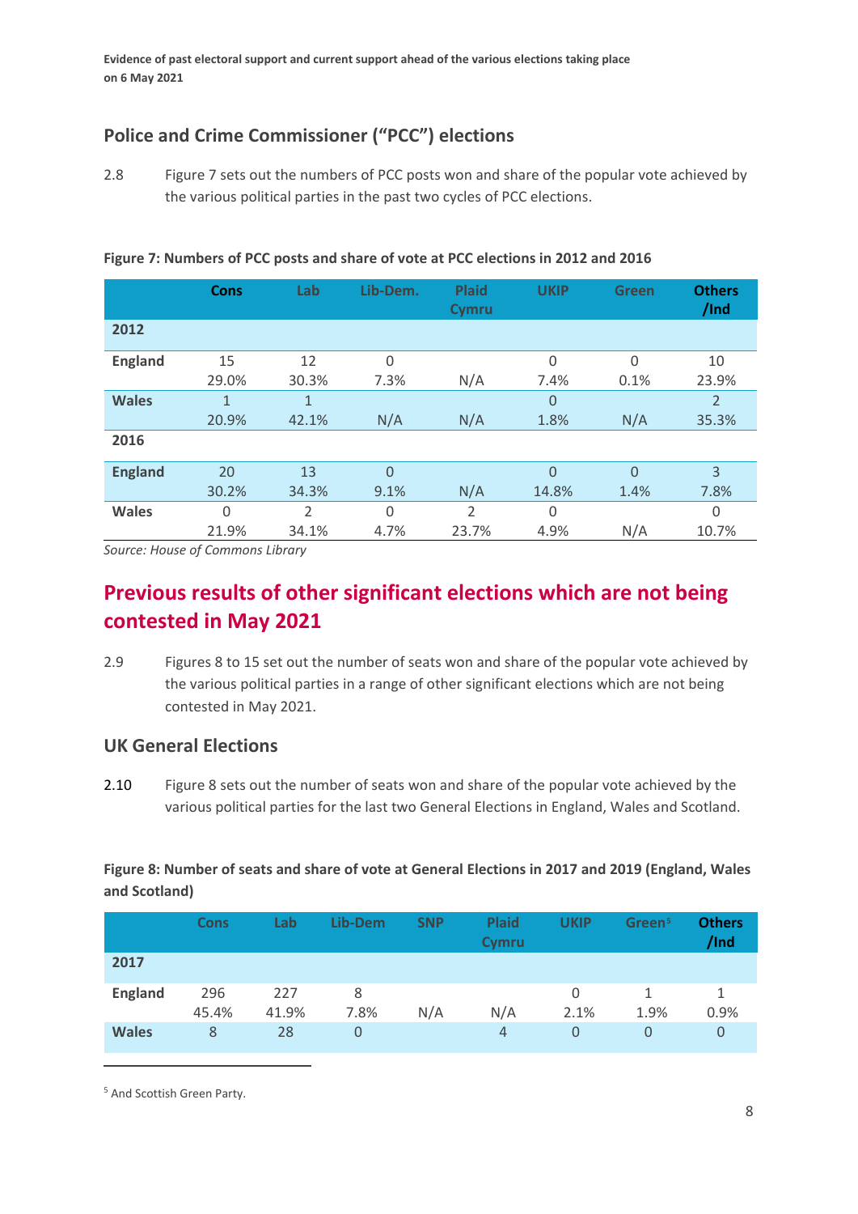## Police and Crime Commissioner ("PCC") elections

2.8 Figure 7 sets out the numbers of PCC posts won and share of the popular vote achieved by the various political parties in the past two cycles of PCC elections.

**Figure 7: Numbers of PCC posts and share of vote at PCC elections in 2012 and 2016**

| | Cons | Lab | Lib-Dem. | Plaid Cymru | UKIP | Green | Others /Ind |
|---|---|---|---|---|---|---|---|
| **2012** | | | | | | | |
| **England** | 15<br>29.0% | 12<br>30.3% | 0<br>7.3% | N/A | 0<br>7.4% | 0<br>0.1% | 10<br>23.9% |
| **Wales** | 1<br>20.9% | 1<br>42.1% | N/A | N/A | 0<br>1.8% | N/A | 2<br>35.3% |
| **2016** | | | | | | | |
| **England** | 20<br>30.2% | 13<br>34.3% | 0<br>9.1% | N/A | 0<br>14.8% | 0<br>1.4% | 3<br>7.8% |
| **Wales** | 0<br>21.9% | 2<br>34.1% | 0<br>4.7% | 2<br>23.7% | 0<br>4.9% | N/A | 0<br>10.7% |

*Source: House of Commons Library*

# Previous results of other significant elections which are not being contested in May 2021

2.9 Figures 8 to 15 set out the number of seats won and share of the popular vote achieved by the various political parties in a range of other significant elections which are not being contested in May 2021.

## UK General Elections

2.10 Figure 8 sets out the number of seats won and share of the popular vote achieved by the various political parties for the last two General Elections in England, Wales and Scotland.

**Figure 8: Number of seats and share of vote at General Elections in 2017 and 2019 (England, Wales and Scotland)**

| | Cons | Lab | Lib-Dem | SNP | Plaid Cymru | UKIP | Green[5] | Others /Ind |
|---|---|---|---|---|---|---|---|---|
| **2017** | | | | | | | | |
| **England** | 296<br>45.4% | 227<br>41.9% | 8<br>7.8% | N/A | N/A | 0<br>2.1% | 1<br>1.9% | 1<br>0.9% |
| **Wales** | 8 | 28 | 0 | | 4 | 0 | 0 | 0 |

[5] And Scottish Green Party.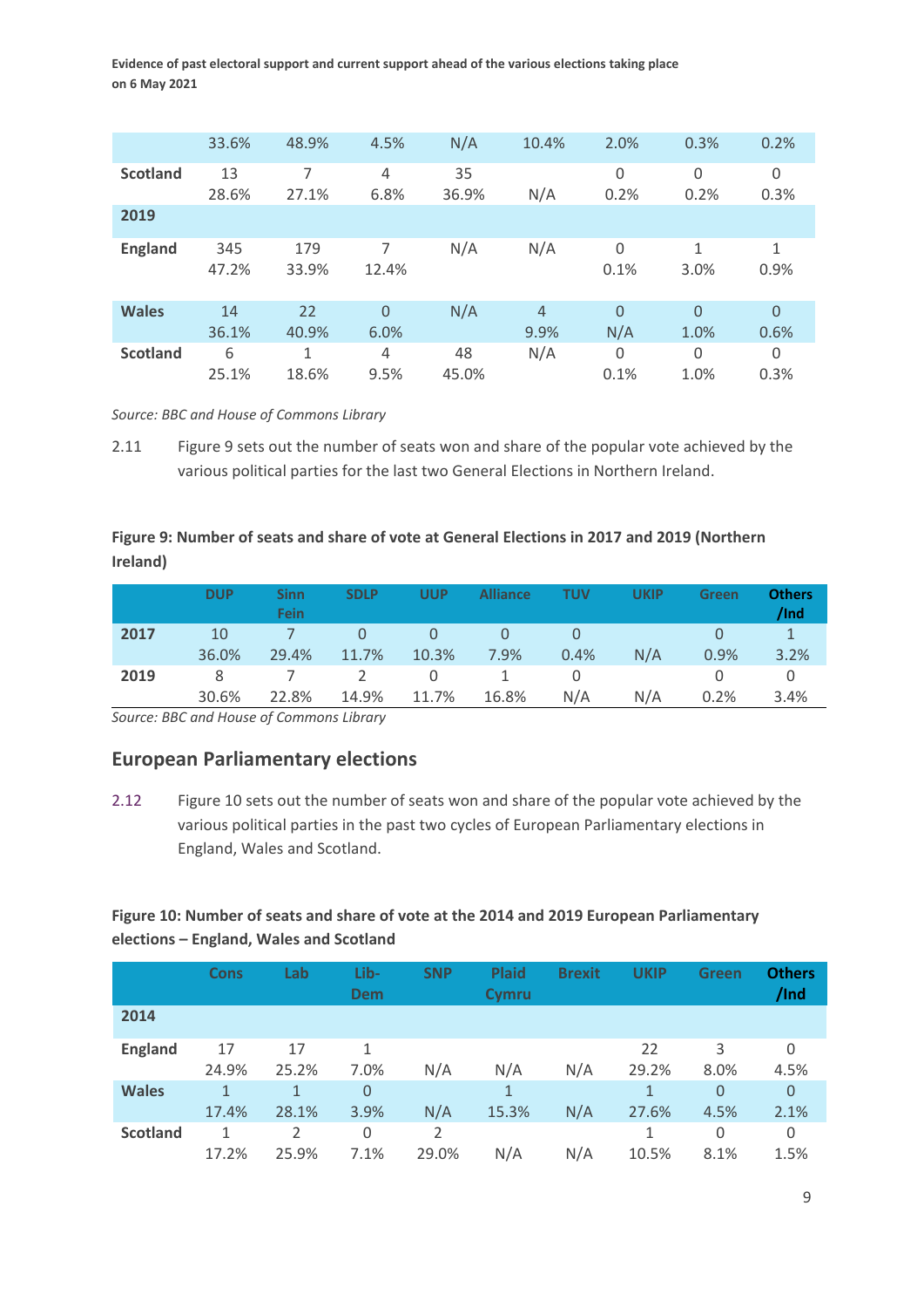|  | 33.6% | 48.9% | 4.5% | N/A | 10.4% | 2.0% | 0.3% | 0.2% |
|---|---|---|---|---|---|---|---|---|
| **Scotland** | 13<br>28.6% | 7<br>27.1% | 4<br>6.8% | 35<br>36.9% | N/A | 0<br>0.2% | 0<br>0.2% | 0<br>0.3% |
| **2019** |  |  |  |  |  |  |  |  |
| **England** | 345<br>47.2% | 179<br>33.9% | 7<br>12.4% | N/A | N/A | 0<br>0.1% | 1<br>3.0% | 1<br>0.9% |
| **Wales** | 14<br>36.1% | 22<br>40.9% | 0<br>6.0% | N/A | 4<br>9.9% | 0<br>N/A | 0<br>1.0% | 0<br>0.6% |
| **Scotland** | 6<br>25.1% | 1<br>18.6% | 4<br>9.5% | 48<br>45.0% | N/A | 0<br>0.1% | 0<br>1.0% | 0<br>0.3% |

*Source: BBC and House of Commons Library*

2.11 Figure 9 sets out the number of seats won and share of the popular vote achieved by the various political parties for the last two General Elections in Northern Ireland.

**Figure 9: Number of seats and share of vote at General Elections in 2017 and 2019 (Northern Ireland)**

|  | DUP | Sinn Fein | SDLP | UUP | Alliance | TUV | UKIP | Green | Others /Ind |
|---|---|---|---|---|---|---|---|---|---|
| **2017** | 10<br>36.0% | 7<br>29.4% | 0<br>11.7% | 0<br>10.3% | 0<br>7.9% | 0<br>0.4% | N/A | 0<br>0.9% | 1<br>3.2% |
| **2019** | 8<br>30.6% | 7<br>22.8% | 2<br>14.9% | 0<br>11.7% | 1<br>16.8% | 0<br>N/A | N/A | 0<br>0.2% | 0<br>3.4% |

*Source: BBC and House of Commons Library*

## European Parliamentary elections

2.12 Figure 10 sets out the number of seats won and share of the popular vote achieved by the various political parties in the past two cycles of European Parliamentary elections in England, Wales and Scotland.

**Figure 10: Number of seats and share of vote at the 2014 and 2019 European Parliamentary elections – England, Wales and Scotland**

|  | Cons | Lab | Lib-Dem | SNP | Plaid Cymru | Brexit | UKIP | Green | Others /Ind |
|---|---|---|---|---|---|---|---|---|---|
| **2014** |  |  |  |  |  |  |  |  |  |
| **England** | 17<br>24.9% | 17<br>25.2% | 1<br>7.0% | N/A | N/A | N/A | 22<br>29.2% | 3<br>8.0% | 0<br>4.5% |
| **Wales** | 1<br>17.4% | 1<br>28.1% | 0<br>3.9% | N/A | 1<br>15.3% | N/A | 1<br>27.6% | 0<br>4.5% | 0<br>2.1% |
| **Scotland** | 1<br>17.2% | 2<br>25.9% | 0<br>7.1% | 2<br>29.0% | N/A | N/A | 1<br>10.5% | 0<br>8.1% | 0<br>1.5% |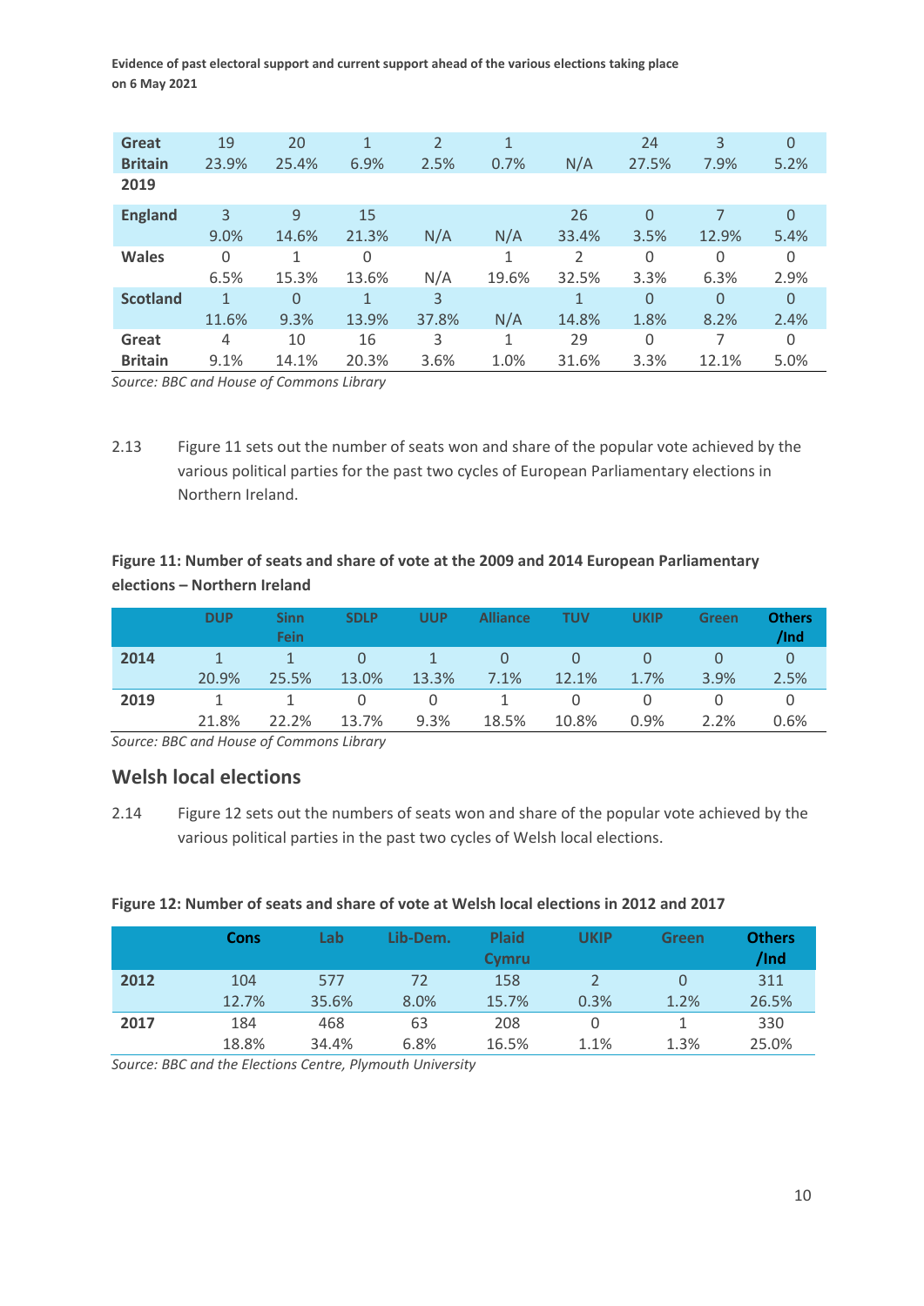| | | | | | | | | | |
|---|---|---|---|---|---|---|---|---|---|
| **Great Britain 2019** | 19 | 20 | 1 | 2 | 1 | | 24 | 3 | 0 |
| | 23.9% | 25.4% | 6.9% | 2.5% | 0.7% | N/A | 27.5% | 7.9% | 5.2% |
| **England** | 3 | 9 | 15 | | | 26 | 0 | 7 | 0 |
| | 9.0% | 14.6% | 21.3% | N/A | N/A | 33.4% | 3.5% | 12.9% | 5.4% |
| **Wales** | 0 | 1 | 0 | | 1 | 2 | 0 | 0 | 0 |
| | 6.5% | 15.3% | 13.6% | N/A | 19.6% | 32.5% | 3.3% | 6.3% | 2.9% |
| **Scotland** | 1 | 0 | 1 | 3 | | 1 | 0 | 0 | 0 |
| | 11.6% | 9.3% | 13.9% | 37.8% | N/A | 14.8% | 1.8% | 8.2% | 2.4% |
| **Great Britain** | 4 | 10 | 16 | 3 | 1 | 29 | 0 | 7 | 0 |
| | 9.1% | 14.1% | 20.3% | 3.6% | 1.0% | 31.6% | 3.3% | 12.1% | 5.0% |

*Source: BBC and House of Commons Library*

2.13 Figure 11 sets out the number of seats won and share of the popular vote achieved by the various political parties for the past two cycles of European Parliamentary elections in Northern Ireland.

**Figure 11: Number of seats and share of vote at the 2009 and 2014 European Parliamentary elections – Northern Ireland**

| | DUP | Sinn Fein | SDLP | UUP | Alliance | TUV | UKIP | Green | Others /Ind |
|---|---|---|---|---|---|---|---|---|---|
| **2014** | 1 | 1 | 0 | 1 | 0 | 0 | 0 | 0 | 0 |
| | 20.9% | 25.5% | 13.0% | 13.3% | 7.1% | 12.1% | 1.7% | 3.9% | 2.5% |
| **2019** | 1 | 1 | 0 | 0 | 1 | 0 | 0 | 0 | 0 |
| | 21.8% | 22.2% | 13.7% | 9.3% | 18.5% | 10.8% | 0.9% | 2.2% | 0.6% |

*Source: BBC and House of Commons Library*

## Welsh local elections

2.14 Figure 12 sets out the numbers of seats won and share of the popular vote achieved by the various political parties in the past two cycles of Welsh local elections.

**Figure 12: Number of seats and share of vote at Welsh local elections in 2012 and 2017**

| | Cons | Lab | Lib-Dem. | Plaid Cymru | UKIP | Green | Others /Ind |
|---|---|---|---|---|---|---|---|
| **2012** | 104 | 577 | 72 | 158 | 2 | 0 | 311 |
| | 12.7% | 35.6% | 8.0% | 15.7% | 0.3% | 1.2% | 26.5% |
| **2017** | 184 | 468 | 63 | 208 | 0 | 1 | 330 |
| | 18.8% | 34.4% | 6.8% | 16.5% | 1.1% | 1.3% | 25.0% |

*Source: BBC and the Elections Centre, Plymouth University*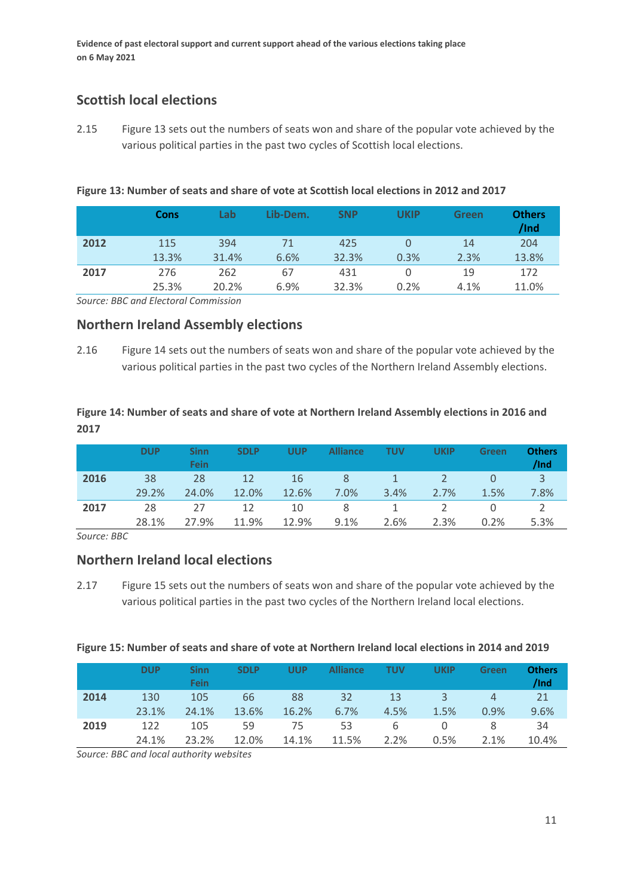## Scottish local elections

2.15 Figure 13 sets out the numbers of seats won and share of the popular vote achieved by the various political parties in the past two cycles of Scottish local elections.

**Figure 13: Number of seats and share of vote at Scottish local elections in 2012 and 2017**

| | Cons | Lab | Lib-Dem. | SNP | UKIP | Green | Others /Ind |
|---|---|---|---|---|---|---|---|
| **2012** | 115 | 394 | 71 | 425 | 0 | 14 | 204 |
| | 13.3% | 31.4% | 6.6% | 32.3% | 0.3% | 2.3% | 13.8% |
| **2017** | 276 | 262 | 67 | 431 | 0 | 19 | 172 |
| | 25.3% | 20.2% | 6.9% | 32.3% | 0.2% | 4.1% | 11.0% |

*Source: BBC and Electoral Commission*

## Northern Ireland Assembly elections

2.16 Figure 14 sets out the numbers of seats won and share of the popular vote achieved by the various political parties in the past two cycles of the Northern Ireland Assembly elections.

**Figure 14: Number of seats and share of vote at Northern Ireland Assembly elections in 2016 and 2017**

| | DUP | Sinn Fein | SDLP | UUP | Alliance | TUV | UKIP | Green | Others /Ind |
|---|---|---|---|---|---|---|---|---|---|
| **2016** | 38 | 28 | 12 | 16 | 8 | 1 | 2 | 0 | 3 |
| | 29.2% | 24.0% | 12.0% | 12.6% | 7.0% | 3.4% | 2.7% | 1.5% | 7.8% |
| **2017** | 28 | 27 | 12 | 10 | 8 | 1 | 2 | 0 | 2 |
| | 28.1% | 27.9% | 11.9% | 12.9% | 9.1% | 2.6% | 2.3% | 0.2% | 5.3% |

*Source: BBC*

## Northern Ireland local elections

2.17 Figure 15 sets out the numbers of seats won and share of the popular vote achieved by the various political parties in the past two cycles of the Northern Ireland local elections.

**Figure 15: Number of seats and share of vote at Northern Ireland local elections in 2014 and 2019**

| | DUP | Sinn Fein | SDLP | UUP | Alliance | TUV | UKIP | Green | Others /Ind |
|---|---|---|---|---|---|---|---|---|---|
| **2014** | 130 | 105 | 66 | 88 | 32 | 13 | 3 | 4 | 21 |
| | 23.1% | 24.1% | 13.6% | 16.2% | 6.7% | 4.5% | 1.5% | 0.9% | 9.6% |
| **2019** | 122 | 105 | 59 | 75 | 53 | 6 | 0 | 8 | 34 |
| | 24.1% | 23.2% | 12.0% | 14.1% | 11.5% | 2.2% | 0.5% | 2.1% | 10.4% |

*Source: BBC and local authority websites*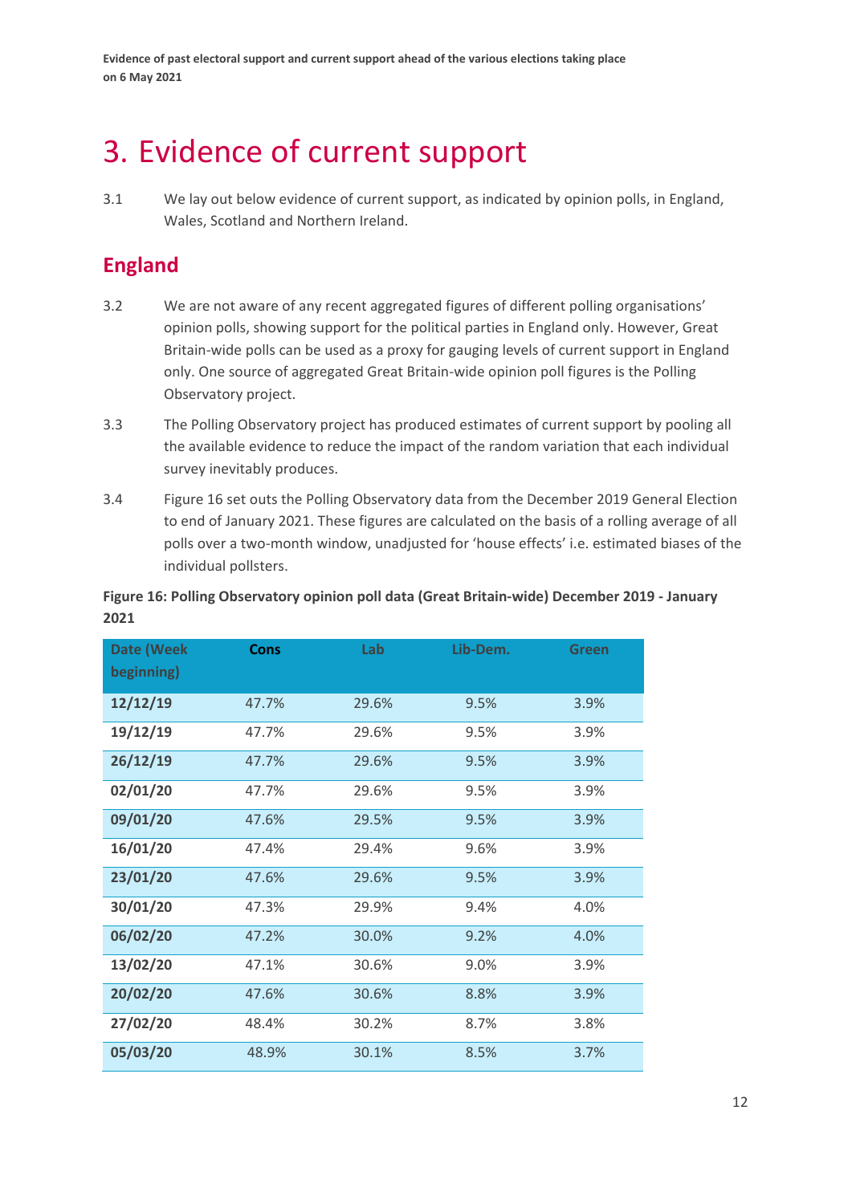# 3. Evidence of current support

3.1 We lay out below evidence of current support, as indicated by opinion polls, in England, Wales, Scotland and Northern Ireland.

## England

3.2 We are not aware of any recent aggregated figures of different polling organisations' opinion polls, showing support for the political parties in England only. However, Great Britain-wide polls can be used as a proxy for gauging levels of current support in England only. One source of aggregated Great Britain-wide opinion poll figures is the Polling Observatory project.

3.3 The Polling Observatory project has produced estimates of current support by pooling all the available evidence to reduce the impact of the random variation that each individual survey inevitably produces.

3.4 Figure 16 set outs the Polling Observatory data from the December 2019 General Election to end of January 2021. These figures are calculated on the basis of a rolling average of all polls over a two-month window, unadjusted for 'house effects' i.e. estimated biases of the individual pollsters.

**Figure 16: Polling Observatory opinion poll data (Great Britain-wide) December 2019 - January 2021**

| Date (Week beginning) | Cons | Lab | Lib-Dem. | Green |
|---|---|---|---|---|
| 12/12/19 | 47.7% | 29.6% | 9.5% | 3.9% |
| 19/12/19 | 47.7% | 29.6% | 9.5% | 3.9% |
| 26/12/19 | 47.7% | 29.6% | 9.5% | 3.9% |
| 02/01/20 | 47.7% | 29.6% | 9.5% | 3.9% |
| 09/01/20 | 47.6% | 29.5% | 9.5% | 3.9% |
| 16/01/20 | 47.4% | 29.4% | 9.6% | 3.9% |
| 23/01/20 | 47.6% | 29.6% | 9.5% | 3.9% |
| 30/01/20 | 47.3% | 29.9% | 9.4% | 4.0% |
| 06/02/20 | 47.2% | 30.0% | 9.2% | 4.0% |
| 13/02/20 | 47.1% | 30.6% | 9.0% | 3.9% |
| 20/02/20 | 47.6% | 30.6% | 8.8% | 3.9% |
| 27/02/20 | 48.4% | 30.2% | 8.7% | 3.8% |
| 05/03/20 | 48.9% | 30.1% | 8.5% | 3.7% |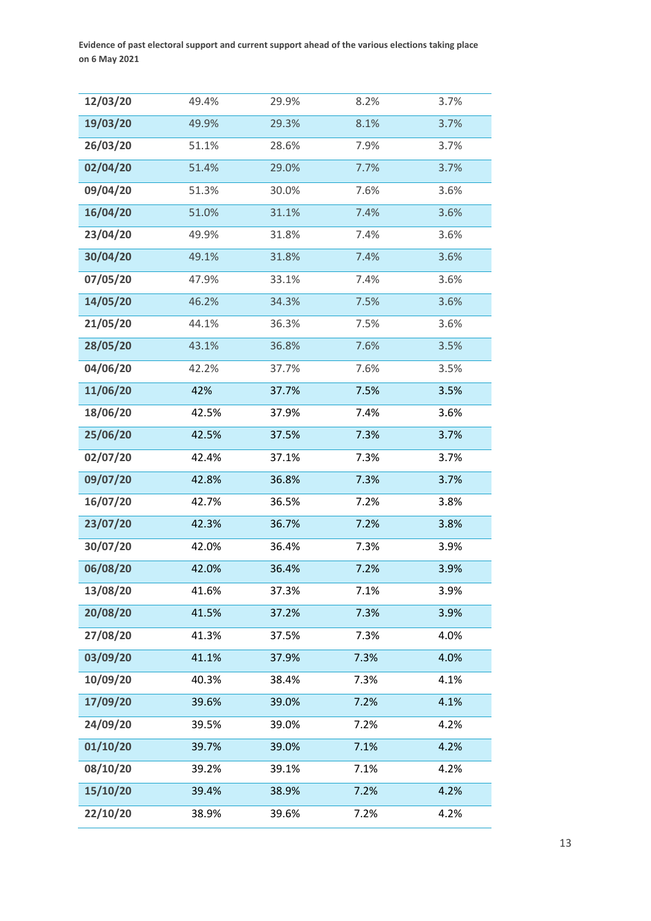| 12/03/20 | 49.4% | 29.9% | 8.2% | 3.7% |
|---|---|---|---|---|
| 19/03/20 | 49.9% | 29.3% | 8.1% | 3.7% |
| 26/03/20 | 51.1% | 28.6% | 7.9% | 3.7% |
| 02/04/20 | 51.4% | 29.0% | 7.7% | 3.7% |
| 09/04/20 | 51.3% | 30.0% | 7.6% | 3.6% |
| 16/04/20 | 51.0% | 31.1% | 7.4% | 3.6% |
| 23/04/20 | 49.9% | 31.8% | 7.4% | 3.6% |
| 30/04/20 | 49.1% | 31.8% | 7.4% | 3.6% |
| 07/05/20 | 47.9% | 33.1% | 7.4% | 3.6% |
| 14/05/20 | 46.2% | 34.3% | 7.5% | 3.6% |
| 21/05/20 | 44.1% | 36.3% | 7.5% | 3.6% |
| 28/05/20 | 43.1% | 36.8% | 7.6% | 3.5% |
| 04/06/20 | 42.2% | 37.7% | 7.6% | 3.5% |
| 11/06/20 | 42% | 37.7% | 7.5% | 3.5% |
| 18/06/20 | 42.5% | 37.9% | 7.4% | 3.6% |
| 25/06/20 | 42.5% | 37.5% | 7.3% | 3.7% |
| 02/07/20 | 42.4% | 37.1% | 7.3% | 3.7% |
| 09/07/20 | 42.8% | 36.8% | 7.3% | 3.7% |
| 16/07/20 | 42.7% | 36.5% | 7.2% | 3.8% |
| 23/07/20 | 42.3% | 36.7% | 7.2% | 3.8% |
| 30/07/20 | 42.0% | 36.4% | 7.3% | 3.9% |
| 06/08/20 | 42.0% | 36.4% | 7.2% | 3.9% |
| 13/08/20 | 41.6% | 37.3% | 7.1% | 3.9% |
| 20/08/20 | 41.5% | 37.2% | 7.3% | 3.9% |
| 27/08/20 | 41.3% | 37.5% | 7.3% | 4.0% |
| 03/09/20 | 41.1% | 37.9% | 7.3% | 4.0% |
| 10/09/20 | 40.3% | 38.4% | 7.3% | 4.1% |
| 17/09/20 | 39.6% | 39.0% | 7.2% | 4.1% |
| 24/09/20 | 39.5% | 39.0% | 7.2% | 4.2% |
| 01/10/20 | 39.7% | 39.0% | 7.1% | 4.2% |
| 08/10/20 | 39.2% | 39.1% | 7.1% | 4.2% |
| 15/10/20 | 39.4% | 38.9% | 7.2% | 4.2% |
| 22/10/20 | 38.9% | 39.6% | 7.2% | 4.2% |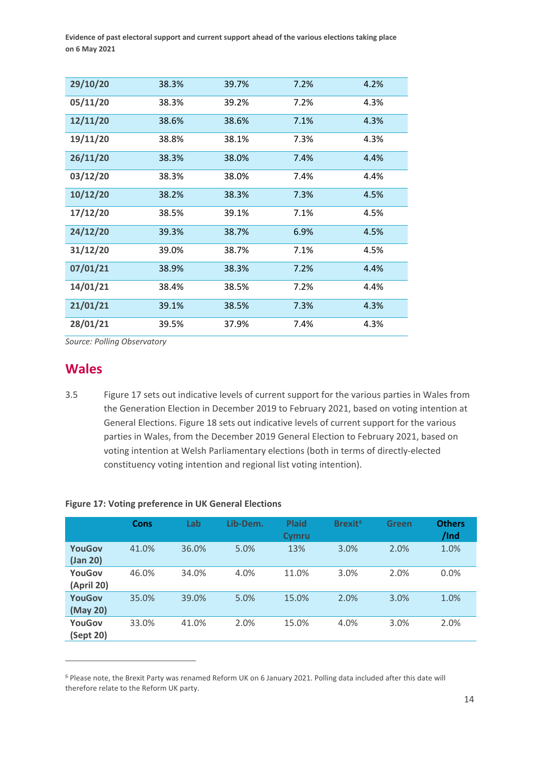| 29/10/20 | 38.3% | 39.7% | 7.2% | 4.2% |
|---|---|---|---|---|
| 05/11/20 | 38.3% | 39.2% | 7.2% | 4.3% |
| 12/11/20 | 38.6% | 38.6% | 7.1% | 4.3% |
| 19/11/20 | 38.8% | 38.1% | 7.3% | 4.3% |
| 26/11/20 | 38.3% | 38.0% | 7.4% | 4.4% |
| 03/12/20 | 38.3% | 38.0% | 7.4% | 4.4% |
| 10/12/20 | 38.2% | 38.3% | 7.3% | 4.5% |
| 17/12/20 | 38.5% | 39.1% | 7.1% | 4.5% |
| 24/12/20 | 39.3% | 38.7% | 6.9% | 4.5% |
| 31/12/20 | 39.0% | 38.7% | 7.1% | 4.5% |
| 07/01/21 | 38.9% | 38.3% | 7.2% | 4.4% |
| 14/01/21 | 38.4% | 38.5% | 7.2% | 4.4% |
| 21/01/21 | 39.1% | 38.5% | 7.3% | 4.3% |
| 28/01/21 | 39.5% | 37.9% | 7.4% | 4.3% |

*Source: Polling Observatory*

## Wales

3.5 Figure 17 sets out indicative levels of current support for the various parties in Wales from the Generation Election in December 2019 to February 2021, based on voting intention at General Elections. Figure 18 sets out indicative levels of current support for the various parties in Wales, from the December 2019 General Election to February 2021, based on voting intention at Welsh Parliamentary elections (both in terms of directly-elected constituency voting intention and regional list voting intention).

**Figure 17: Voting preference in UK General Elections**

| | Cons | Lab | Lib-Dem. | Plaid Cymru | Brexit[6] | Green | Others /Ind |
|---|---|---|---|---|---|---|---|
| YouGov (Jan 20) | 41.0% | 36.0% | 5.0% | 13% | 3.0% | 2.0% | 1.0% |
| YouGov (April 20) | 46.0% | 34.0% | 4.0% | 11.0% | 3.0% | 2.0% | 0.0% |
| YouGov (May 20) | 35.0% | 39.0% | 5.0% | 15.0% | 2.0% | 3.0% | 1.0% |
| YouGov (Sept 20) | 33.0% | 41.0% | 2.0% | 15.0% | 4.0% | 3.0% | 2.0% |

[6] Please note, the Brexit Party was renamed Reform UK on 6 January 2021. Polling data included after this date will therefore relate to the Reform UK party.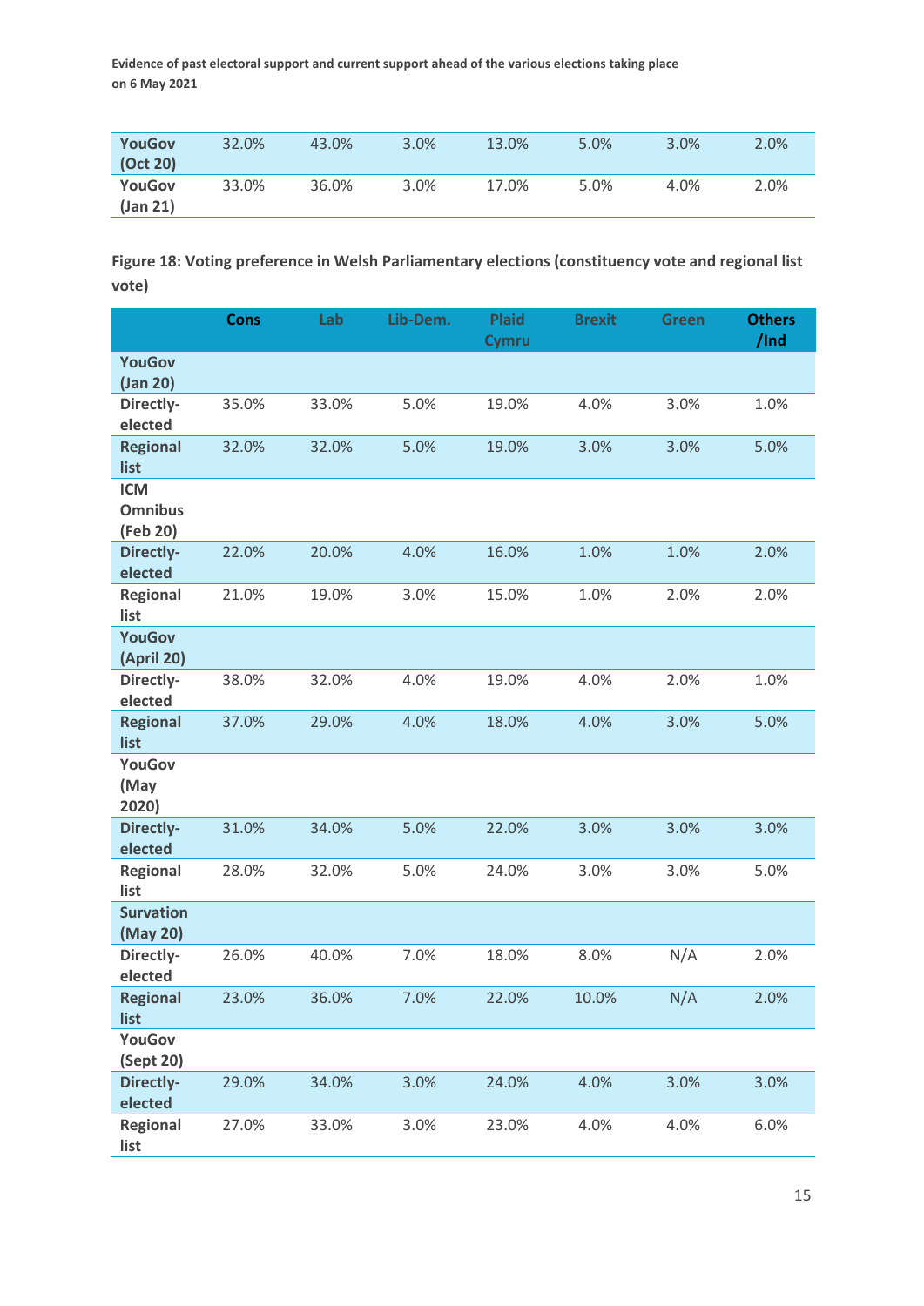| | | | | | | | |
|---|---|---|---|---|---|---|---|
| **YouGov (Oct 20)** | 32.0% | 43.0% | 3.0% | 13.0% | 5.0% | 3.0% | 2.0% |
| **YouGov (Jan 21)** | 33.0% | 36.0% | 3.0% | 17.0% | 5.0% | 4.0% | 2.0% |

**Figure 18: Voting preference in Welsh Parliamentary elections (constituency vote and regional list vote)**

| | Cons | Lab | Lib-Dem. | Plaid Cymru | Brexit | Green | Others /Ind |
|---|---|---|---|---|---|---|---|
| **YouGov (Jan 20)** | | | | | | | |
| **Directly-elected** | 35.0% | 33.0% | 5.0% | 19.0% | 4.0% | 3.0% | 1.0% |
| **Regional list** | 32.0% | 32.0% | 5.0% | 19.0% | 3.0% | 3.0% | 5.0% |
| **ICM Omnibus (Feb 20)** | | | | | | | |
| **Directly-elected** | 22.0% | 20.0% | 4.0% | 16.0% | 1.0% | 1.0% | 2.0% |
| **Regional list** | 21.0% | 19.0% | 3.0% | 15.0% | 1.0% | 2.0% | 2.0% |
| **YouGov (April 20)** | | | | | | | |
| **Directly-elected** | 38.0% | 32.0% | 4.0% | 19.0% | 4.0% | 2.0% | 1.0% |
| **Regional list** | 37.0% | 29.0% | 4.0% | 18.0% | 4.0% | 3.0% | 5.0% |
| **YouGov (May 2020)** | | | | | | | |
| **Directly-elected** | 31.0% | 34.0% | 5.0% | 22.0% | 3.0% | 3.0% | 3.0% |
| **Regional list** | 28.0% | 32.0% | 5.0% | 24.0% | 3.0% | 3.0% | 5.0% |
| **Survation (May 20)** | | | | | | | |
| **Directly-elected** | 26.0% | 40.0% | 7.0% | 18.0% | 8.0% | N/A | 2.0% |
| **Regional list** | 23.0% | 36.0% | 7.0% | 22.0% | 10.0% | N/A | 2.0% |
| **YouGov (Sept 20)** | | | | | | | |
| **Directly-elected** | 29.0% | 34.0% | 3.0% | 24.0% | 4.0% | 3.0% | 3.0% |
| **Regional list** | 27.0% | 33.0% | 3.0% | 23.0% | 4.0% | 4.0% | 6.0% |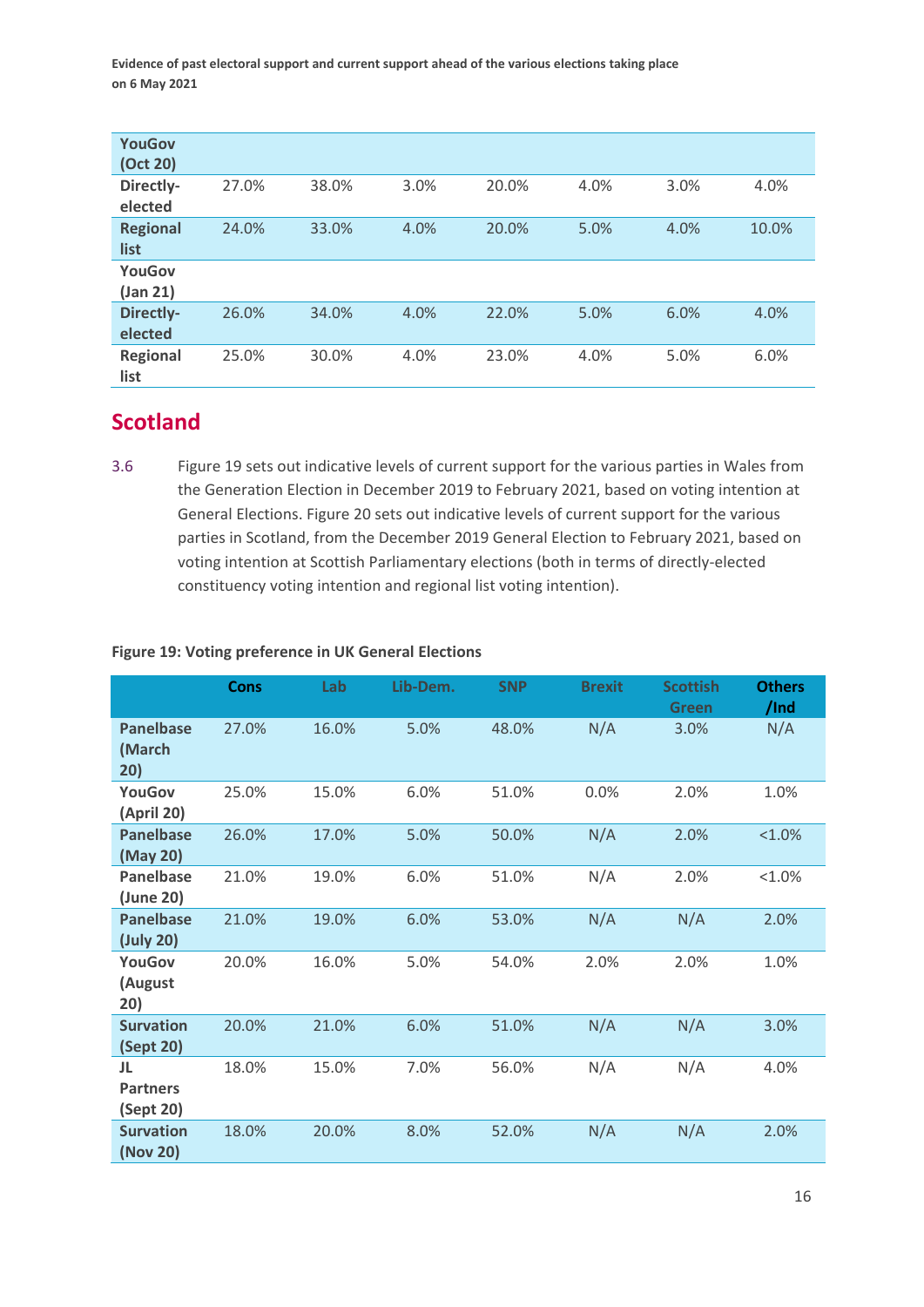| | | | | | | | |
|---|---|---|---|---|---|---|---|
| **YouGov (Oct 20)** | | | | | | | |
| **Directly-elected** | 27.0% | 38.0% | 3.0% | 20.0% | 4.0% | 3.0% | 4.0% |
| **Regional list** | 24.0% | 33.0% | 4.0% | 20.0% | 5.0% | 4.0% | 10.0% |
| **YouGov (Jan 21)** | | | | | | | |
| **Directly-elected** | 26.0% | 34.0% | 4.0% | 22.0% | 5.0% | 6.0% | 4.0% |
| **Regional list** | 25.0% | 30.0% | 4.0% | 23.0% | 4.0% | 5.0% | 6.0% |

## Scotland

3.6 Figure 19 sets out indicative levels of current support for the various parties in Wales from the Generation Election in December 2019 to February 2021, based on voting intention at General Elections. Figure 20 sets out indicative levels of current support for the various parties in Scotland, from the December 2019 General Election to February 2021, based on voting intention at Scottish Parliamentary elections (both in terms of directly-elected constituency voting intention and regional list voting intention).

**Figure 19: Voting preference in UK General Elections**

| | Cons | Lab | Lib-Dem. | SNP | Brexit | Scottish Green | Others /Ind |
|---|---|---|---|---|---|---|---|
| **Panelbase (March 20)** | 27.0% | 16.0% | 5.0% | 48.0% | N/A | 3.0% | N/A |
| **YouGov (April 20)** | 25.0% | 15.0% | 6.0% | 51.0% | 0.0% | 2.0% | 1.0% |
| **Panelbase (May 20)** | 26.0% | 17.0% | 5.0% | 50.0% | N/A | 2.0% | <1.0% |
| **Panelbase (June 20)** | 21.0% | 19.0% | 6.0% | 51.0% | N/A | 2.0% | <1.0% |
| **Panelbase (July 20)** | 21.0% | 19.0% | 6.0% | 53.0% | N/A | N/A | 2.0% |
| **YouGov (August 20)** | 20.0% | 16.0% | 5.0% | 54.0% | 2.0% | 2.0% | 1.0% |
| **Survation (Sept 20)** | 20.0% | 21.0% | 6.0% | 51.0% | N/A | N/A | 3.0% |
| **JL Partners (Sept 20)** | 18.0% | 15.0% | 7.0% | 56.0% | N/A | N/A | 4.0% |
| **Survation (Nov 20)** | 18.0% | 20.0% | 8.0% | 52.0% | N/A | N/A | 2.0% |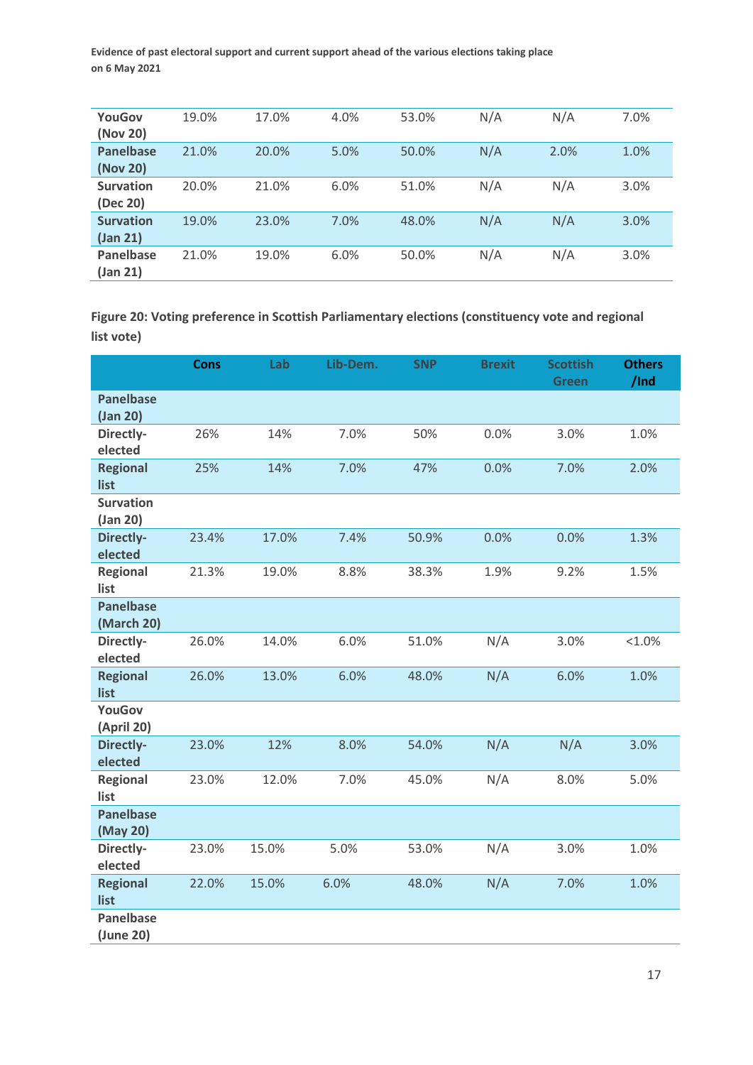| YouGov (Nov 20) | 19.0% | 17.0% | 4.0% | 53.0% | N/A | N/A | 7.0% |
|---|---|---|---|---|---|---|---|
| Panelbase (Nov 20) | 21.0% | 20.0% | 5.0% | 50.0% | N/A | 2.0% | 1.0% |
| Survation (Dec 20) | 20.0% | 21.0% | 6.0% | 51.0% | N/A | N/A | 3.0% |
| Survation (Jan 21) | 19.0% | 23.0% | 7.0% | 48.0% | N/A | N/A | 3.0% |
| Panelbase (Jan 21) | 21.0% | 19.0% | 6.0% | 50.0% | N/A | N/A | 3.0% |

**Figure 20: Voting preference in Scottish Parliamentary elections (constituency vote and regional list vote)**

| | Cons | Lab | Lib-Dem. | SNP | Brexit | Scottish Green | Others /Ind |
|---|---|---|---|---|---|---|---|
| **Panelbase (Jan 20)** | | | | | | | |
| **Directly-elected** | 26% | 14% | 7.0% | 50% | 0.0% | 3.0% | 1.0% |
| **Regional list** | 25% | 14% | 7.0% | 47% | 0.0% | 7.0% | 2.0% |
| **Survation (Jan 20)** | | | | | | | |
| **Directly-elected** | 23.4% | 17.0% | 7.4% | 50.9% | 0.0% | 0.0% | 1.3% |
| **Regional list** | 21.3% | 19.0% | 8.8% | 38.3% | 1.9% | 9.2% | 1.5% |
| **Panelbase (March 20)** | | | | | | | |
| **Directly-elected** | 26.0% | 14.0% | 6.0% | 51.0% | N/A | 3.0% | <1.0% |
| **Regional list** | 26.0% | 13.0% | 6.0% | 48.0% | N/A | 6.0% | 1.0% |
| **YouGov (April 20)** | | | | | | | |
| **Directly-elected** | 23.0% | 12% | 8.0% | 54.0% | N/A | N/A | 3.0% |
| **Regional list** | 23.0% | 12.0% | 7.0% | 45.0% | N/A | 8.0% | 5.0% |
| **Panelbase (May 20)** | | | | | | | |
| **Directly-elected** | 23.0% | 15.0% | 5.0% | 53.0% | N/A | 3.0% | 1.0% |
| **Regional list** | 22.0% | 15.0% | 6.0% | 48.0% | N/A | 7.0% | 1.0% |
| **Panelbase (June 20)** | | | | | | | |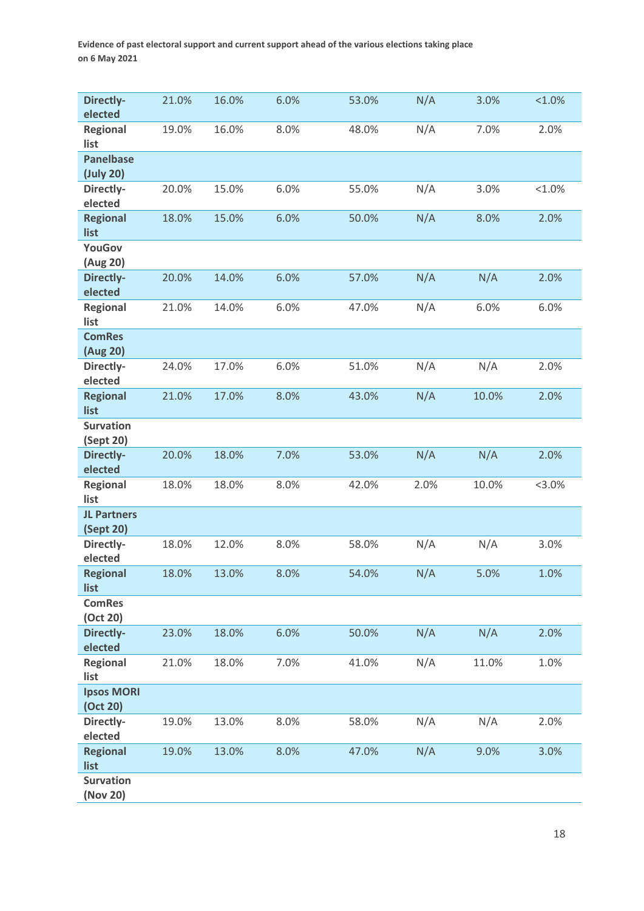**Evidence of past electoral support and current support ahead of the various elections taking place on 6 May 2021**

| | | | | | | | |
|---|---|---|---|---|---|---|---|
| **Directly-elected** | 21.0% | 16.0% | 6.0% | 53.0% | N/A | 3.0% | <1.0% |
| **Regional list** | 19.0% | 16.0% | 8.0% | 48.0% | N/A | 7.0% | 2.0% |
| **Panelbase (July 20)** | | | | | | | |
| **Directly-elected** | 20.0% | 15.0% | 6.0% | 55.0% | N/A | 3.0% | <1.0% |
| **Regional list** | 18.0% | 15.0% | 6.0% | 50.0% | N/A | 8.0% | 2.0% |
| **YouGov (Aug 20)** | | | | | | | |
| **Directly-elected** | 20.0% | 14.0% | 6.0% | 57.0% | N/A | N/A | 2.0% |
| **Regional list** | 21.0% | 14.0% | 6.0% | 47.0% | N/A | 6.0% | 6.0% |
| **ComRes (Aug 20)** | | | | | | | |
| **Directly-elected** | 24.0% | 17.0% | 6.0% | 51.0% | N/A | N/A | 2.0% |
| **Regional list** | 21.0% | 17.0% | 8.0% | 43.0% | N/A | 10.0% | 2.0% |
| **Survation (Sept 20)** | | | | | | | |
| **Directly-elected** | 20.0% | 18.0% | 7.0% | 53.0% | N/A | N/A | 2.0% |
| **Regional list** | 18.0% | 18.0% | 8.0% | 42.0% | 2.0% | 10.0% | <3.0% |
| **JL Partners (Sept 20)** | | | | | | | |
| **Directly-elected** | 18.0% | 12.0% | 8.0% | 58.0% | N/A | N/A | 3.0% |
| **Regional list** | 18.0% | 13.0% | 8.0% | 54.0% | N/A | 5.0% | 1.0% |
| **ComRes (Oct 20)** | | | | | | | |
| **Directly-elected** | 23.0% | 18.0% | 6.0% | 50.0% | N/A | N/A | 2.0% |
| **Regional list** | 21.0% | 18.0% | 7.0% | 41.0% | N/A | 11.0% | 1.0% |
| **Ipsos MORI (Oct 20)** | | | | | | | |
| **Directly-elected** | 19.0% | 13.0% | 8.0% | 58.0% | N/A | N/A | 2.0% |
| **Regional list** | 19.0% | 13.0% | 8.0% | 47.0% | N/A | 9.0% | 3.0% |
| **Survation (Nov 20)** | | | | | | | |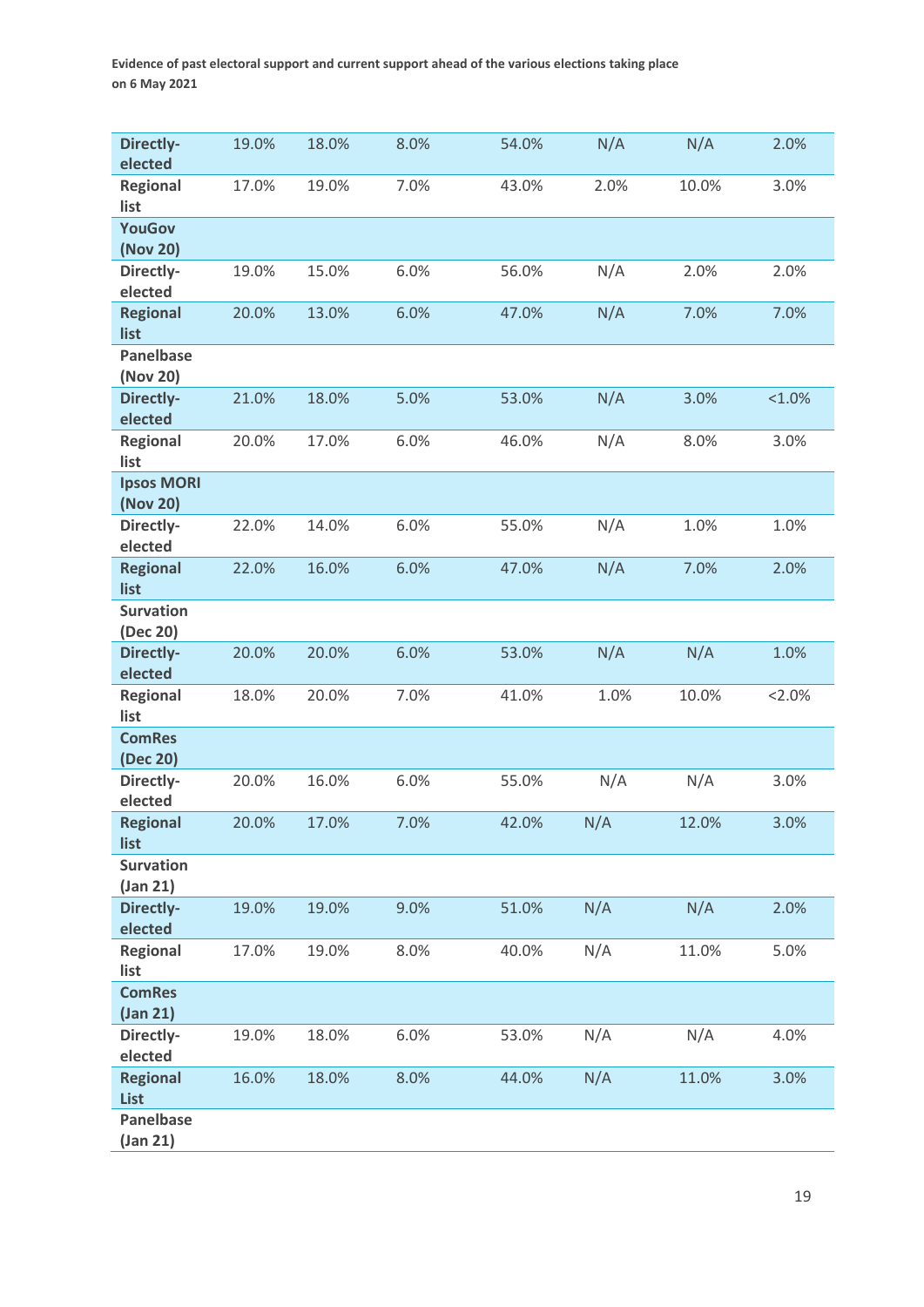| | | | | | | | |
|---|---|---|---|---|---|---|---|
| Directly-elected | 19.0% | 18.0% | 8.0% | 54.0% | N/A | N/A | 2.0% |
| Regional list | 17.0% | 19.0% | 7.0% | 43.0% | 2.0% | 10.0% | 3.0% |
| **YouGov (Nov 20)** | | | | | | | |
| Directly-elected | 19.0% | 15.0% | 6.0% | 56.0% | N/A | 2.0% | 2.0% |
| Regional list | 20.0% | 13.0% | 6.0% | 47.0% | N/A | 7.0% | 7.0% |
| **Panelbase (Nov 20)** | | | | | | | |
| Directly-elected | 21.0% | 18.0% | 5.0% | 53.0% | N/A | 3.0% | <1.0% |
| Regional list | 20.0% | 17.0% | 6.0% | 46.0% | N/A | 8.0% | 3.0% |
| **Ipsos MORI (Nov 20)** | | | | | | | |
| Directly-elected | 22.0% | 14.0% | 6.0% | 55.0% | N/A | 1.0% | 1.0% |
| Regional list | 22.0% | 16.0% | 6.0% | 47.0% | N/A | 7.0% | 2.0% |
| **Survation (Dec 20)** | | | | | | | |
| Directly-elected | 20.0% | 20.0% | 6.0% | 53.0% | N/A | N/A | 1.0% |
| Regional list | 18.0% | 20.0% | 7.0% | 41.0% | 1.0% | 10.0% | <2.0% |
| **ComRes (Dec 20)** | | | | | | | |
| Directly-elected | 20.0% | 16.0% | 6.0% | 55.0% | N/A | N/A | 3.0% |
| Regional list | 20.0% | 17.0% | 7.0% | 42.0% | N/A | 12.0% | 3.0% |
| **Survation (Jan 21)** | | | | | | | |
| Directly-elected | 19.0% | 19.0% | 9.0% | 51.0% | N/A | N/A | 2.0% |
| Regional list | 17.0% | 19.0% | 8.0% | 40.0% | N/A | 11.0% | 5.0% |
| **ComRes (Jan 21)** | | | | | | | |
| Directly-elected | 19.0% | 18.0% | 6.0% | 53.0% | N/A | N/A | 4.0% |
| Regional List | 16.0% | 18.0% | 8.0% | 44.0% | N/A | 11.0% | 3.0% |
| **Panelbase (Jan 21)** | | | | | | | |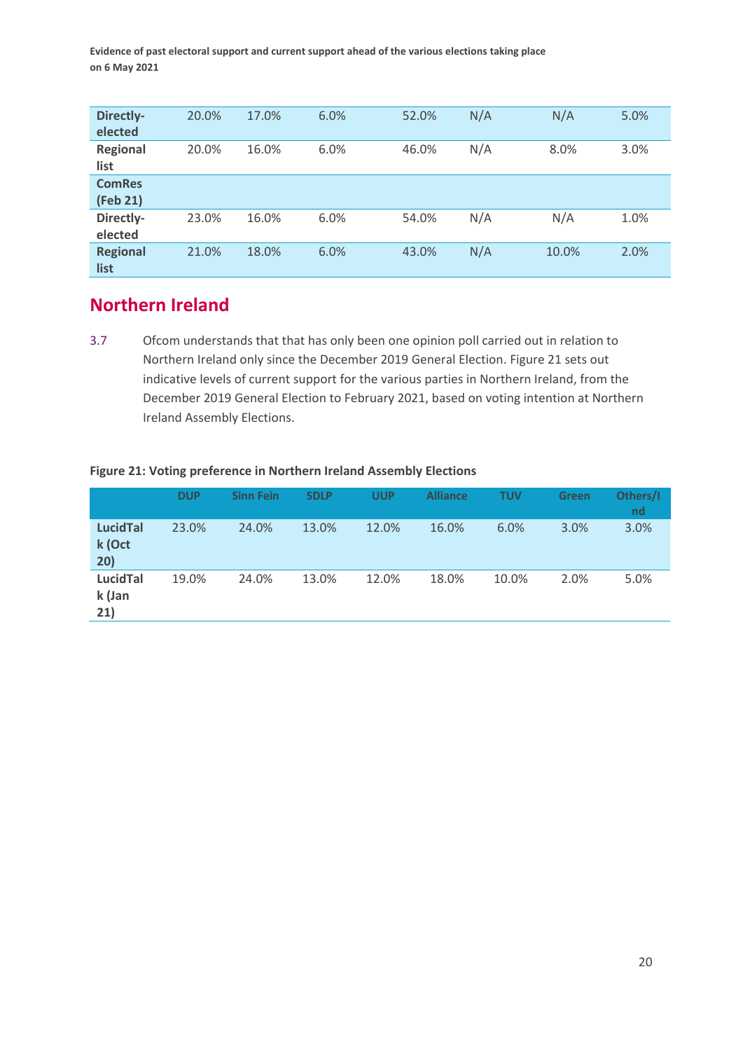| | | | | | | | |
|---|---|---|---|---|---|---|---|
| **Directly-elected** | 20.0% | 17.0% | 6.0% | 52.0% | N/A | N/A | 5.0% |
| **Regional list** | 20.0% | 16.0% | 6.0% | 46.0% | N/A | 8.0% | 3.0% |
| **ComRes (Feb 21)** | | | | | | | |
| **Directly-elected** | 23.0% | 16.0% | 6.0% | 54.0% | N/A | N/A | 1.0% |
| **Regional list** | 21.0% | 18.0% | 6.0% | 43.0% | N/A | 10.0% | 2.0% |

## Northern Ireland

3.7 Ofcom understands that that has only been one opinion poll carried out in relation to Northern Ireland only since the December 2019 General Election. Figure 21 sets out indicative levels of current support for the various parties in Northern Ireland, from the December 2019 General Election to February 2021, based on voting intention at Northern Ireland Assembly Elections.

**Figure 21: Voting preference in Northern Ireland Assembly Elections**

| | DUP | Sinn Fein | SDLP | UUP | Alliance | TUV | Green | Others/Ind |
|---|---|---|---|---|---|---|---|---|
| **LucidTalk (Oct 20)** | 23.0% | 24.0% | 13.0% | 12.0% | 16.0% | 6.0% | 3.0% | 3.0% |
| **LucidTalk (Jan 21)** | 19.0% | 24.0% | 13.0% | 12.0% | 18.0% | 10.0% | 2.0% | 5.0% |